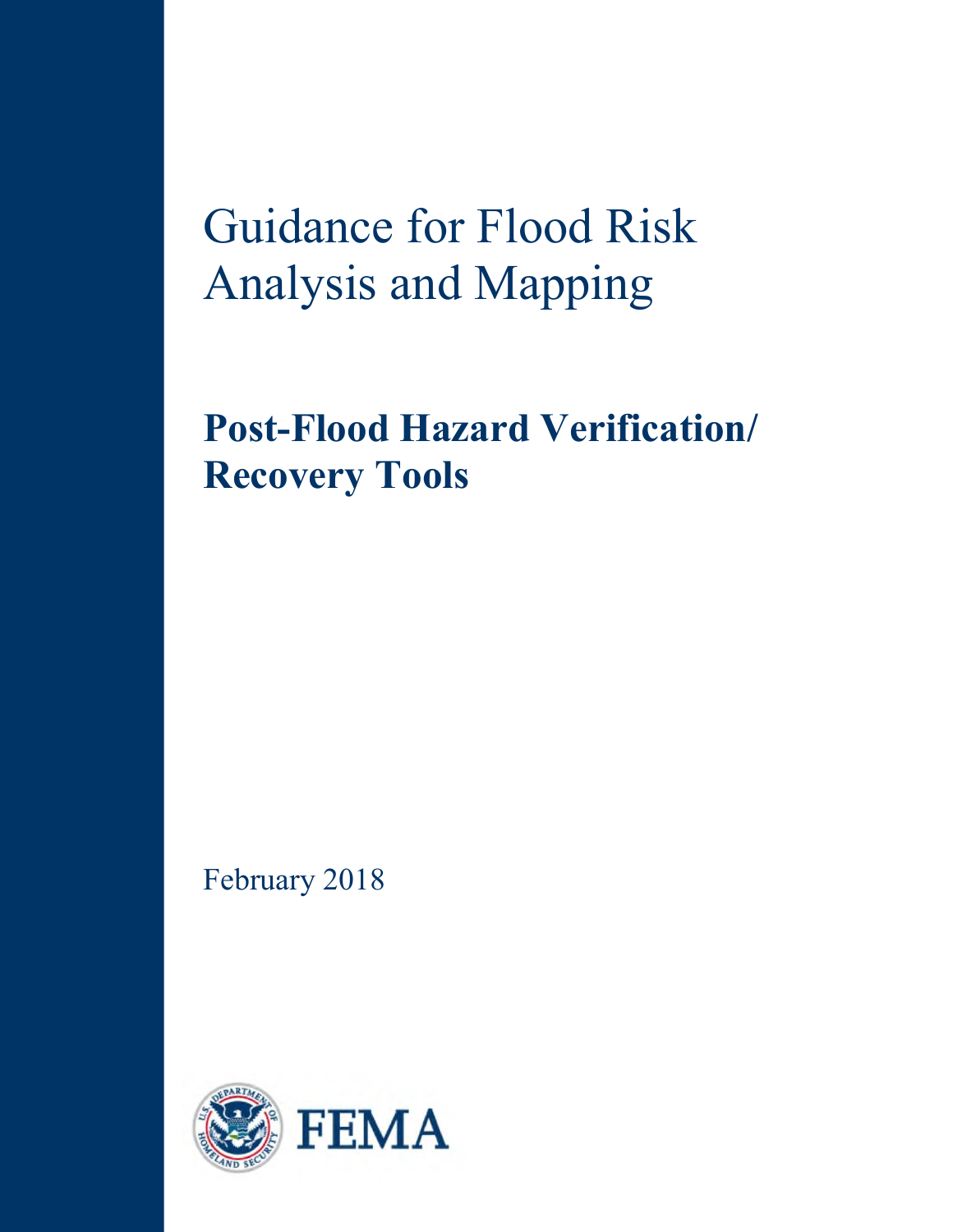# Guidance for Flood Risk Analysis and Mapping

## Post-Flood Hazard Verification/ Recovery Tools

February 2018

FEMA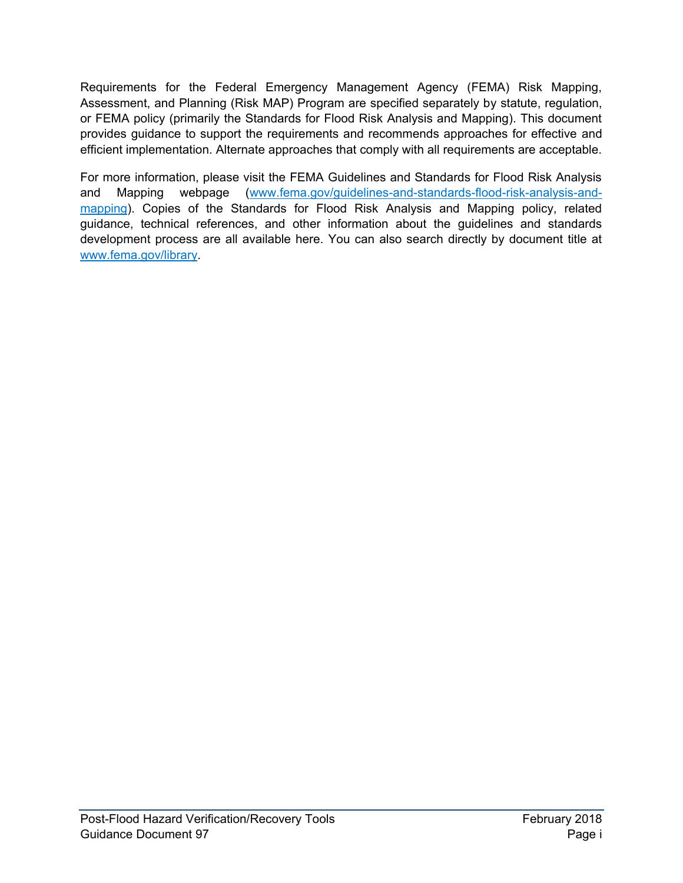Requirements for the Federal Emergency Management Agency (FEMA) Risk Mapping, Assessment, and Planning (Risk MAP) Program are specified separately by statute, regulation, or FEMA policy (primarily the Standards for Flood Risk Analysis and Mapping). This document provides guidance to support the requirements and recommends approaches for effective and efficient implementation. Alternate approaches that comply with all requirements are acceptable.

For more information, please visit the FEMA Guidelines and Standards for Flood Risk Analysis and Mapping webpage ([www.fema.gov/guidelines-and-standards-flood-risk-analysis-and-mapping](www.fema.gov/guidelines-and-standards-flood-risk-analysis-and-mapping)). Copies of the Standards for Flood Risk Analysis and Mapping policy, related guidance, technical references, and other information about the guidelines and standards development process are all available here. You can also search directly by document title at [www.fema.gov/library](www.fema.gov/library).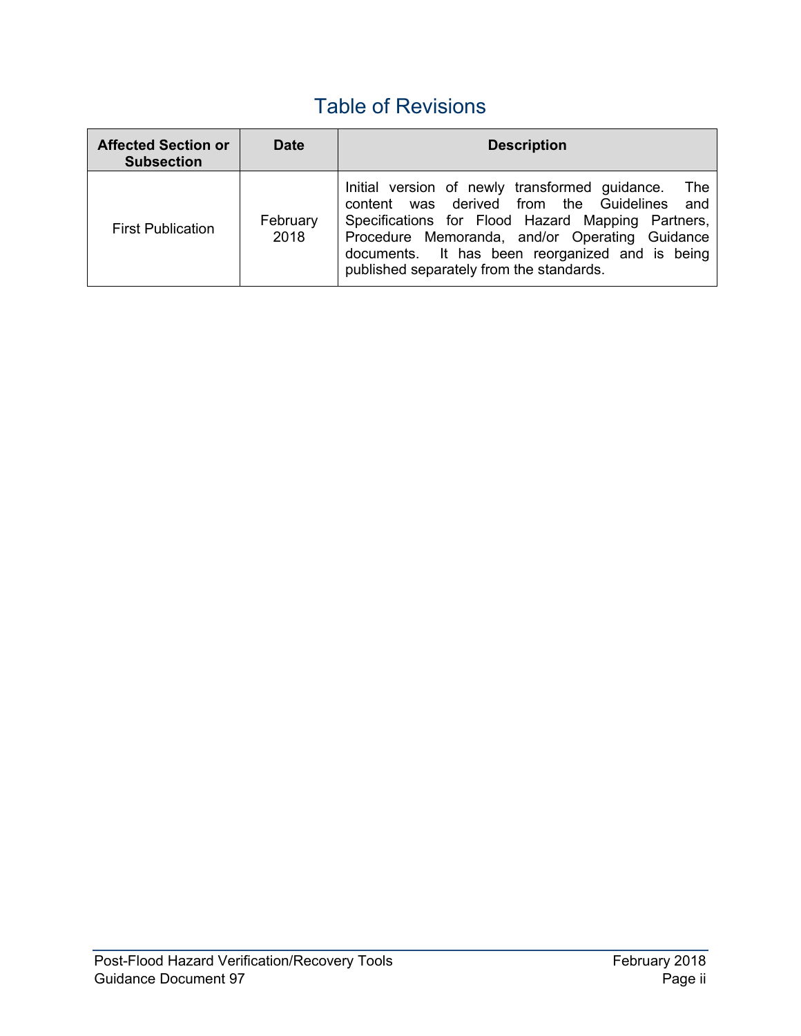# Table of Revisions

| Affected Section or Subsection | Date | Description |
|---|---|---|
| First Publication | February 2018 | Initial version of newly transformed guidance. The content was derived from the Guidelines and Specifications for Flood Hazard Mapping Partners, Procedure Memoranda, and/or Operating Guidance documents. It has been reorganized and is being published separately from the standards. |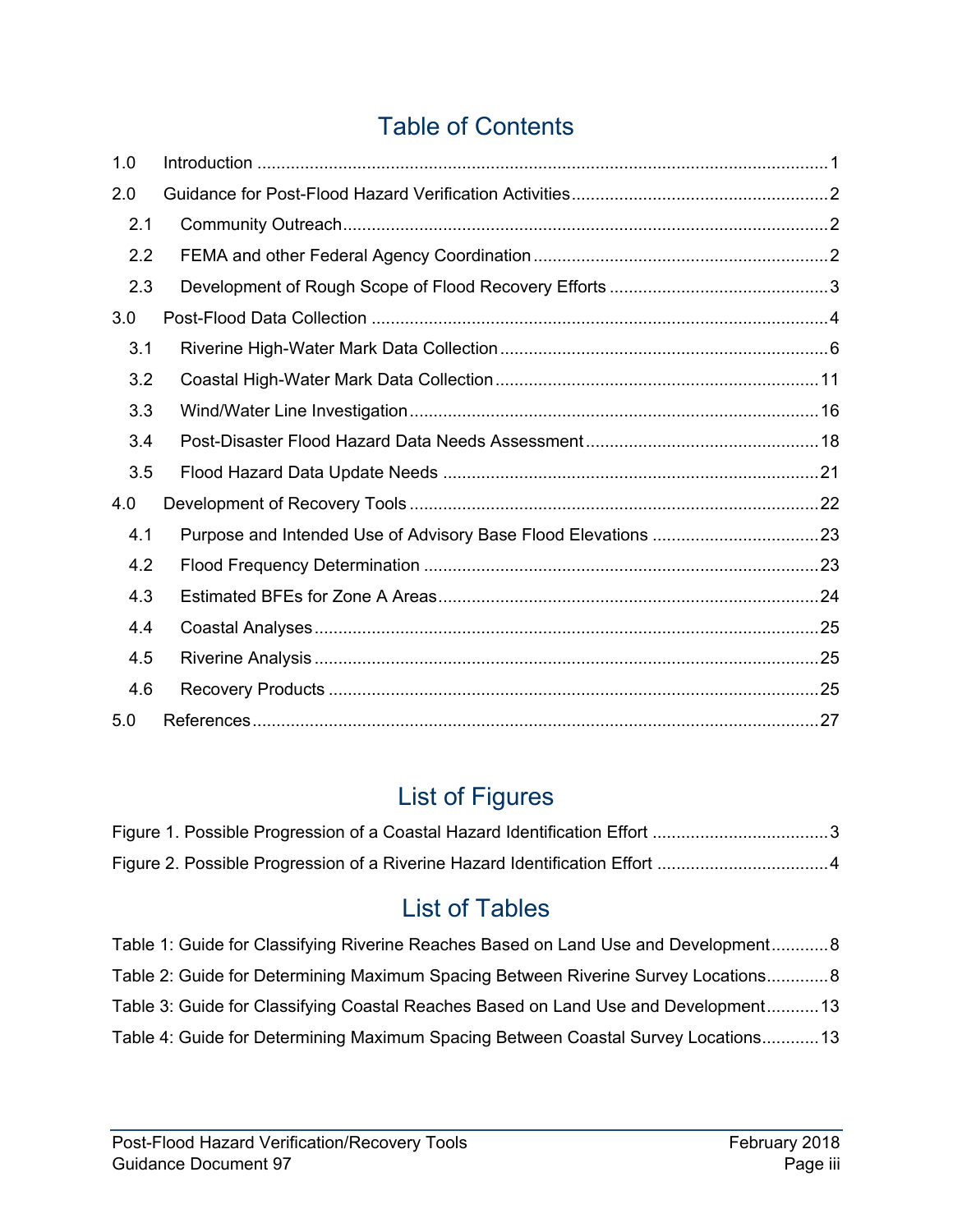# Table of Contents

| | | |
|---|---|---|
| 1.0 | Introduction | 1 |
| 2.0 | Guidance for Post-Flood Hazard Verification Activities | 2 |
| 2.1 | Community Outreach | 2 |
| 2.2 | FEMA and other Federal Agency Coordination | 2 |
| 2.3 | Development of Rough Scope of Flood Recovery Efforts | 3 |
| 3.0 | Post-Flood Data Collection | 4 |
| 3.1 | Riverine High-Water Mark Data Collection | 6 |
| 3.2 | Coastal High-Water Mark Data Collection | 11 |
| 3.3 | Wind/Water Line Investigation | 16 |
| 3.4 | Post-Disaster Flood Hazard Data Needs Assessment | 18 |
| 3.5 | Flood Hazard Data Update Needs | 21 |
| 4.0 | Development of Recovery Tools | 22 |
| 4.1 | Purpose and Intended Use of Advisory Base Flood Elevations | 23 |
| 4.2 | Flood Frequency Determination | 23 |
| 4.3 | Estimated BFEs for Zone A Areas | 24 |
| 4.4 | Coastal Analyses | 25 |
| 4.5 | Riverine Analysis | 25 |
| 4.6 | Recovery Products | 25 |
| 5.0 | References | 27 |

# List of Figures

Figure 1. Possible Progression of a Coastal Hazard Identification Effort ..... 3

Figure 2. Possible Progression of a Riverine Hazard Identification Effort ..... 4

# List of Tables

Table 1: Guide for Classifying Riverine Reaches Based on Land Use and Development ..... 8

Table 2: Guide for Determining Maximum Spacing Between Riverine Survey Locations ..... 8

Table 3: Guide for Classifying Coastal Reaches Based on Land Use and Development ..... 13

Table 4: Guide for Determining Maximum Spacing Between Coastal Survey Locations ..... 13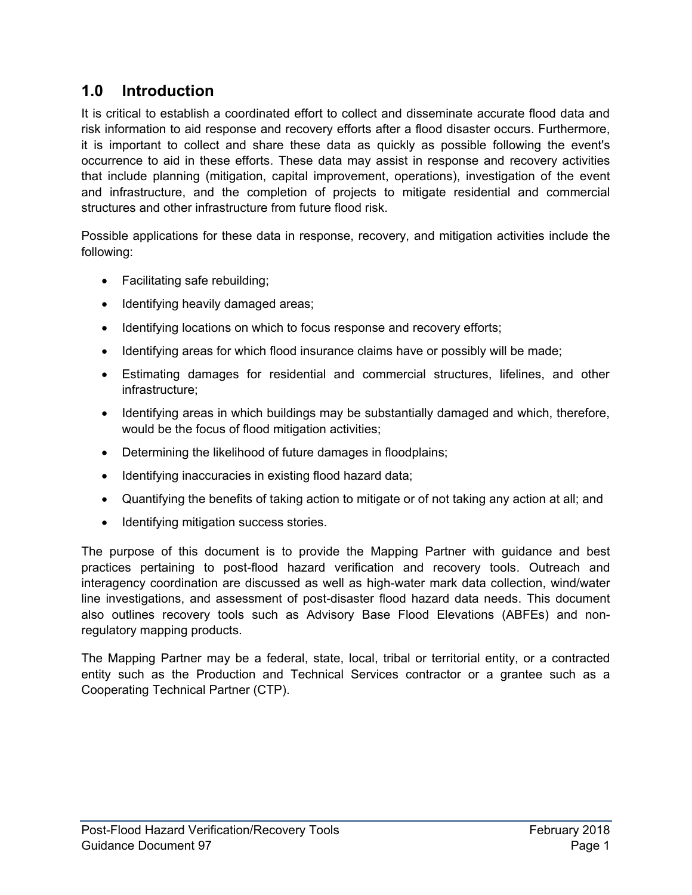## 1.0 Introduction

It is critical to establish a coordinated effort to collect and disseminate accurate flood data and risk information to aid response and recovery efforts after a flood disaster occurs. Furthermore, it is important to collect and share these data as quickly as possible following the event's occurrence to aid in these efforts. These data may assist in response and recovery activities that include planning (mitigation, capital improvement, operations), investigation of the event and infrastructure, and the completion of projects to mitigate residential and commercial structures and other infrastructure from future flood risk.

Possible applications for these data in response, recovery, and mitigation activities include the following:

- Facilitating safe rebuilding;
- Identifying heavily damaged areas;
- Identifying locations on which to focus response and recovery efforts;
- Identifying areas for which flood insurance claims have or possibly will be made;
- Estimating damages for residential and commercial structures, lifelines, and other infrastructure;
- Identifying areas in which buildings may be substantially damaged and which, therefore, would be the focus of flood mitigation activities;
- Determining the likelihood of future damages in floodplains;
- Identifying inaccuracies in existing flood hazard data;
- Quantifying the benefits of taking action to mitigate or of not taking any action at all; and
- Identifying mitigation success stories.

The purpose of this document is to provide the Mapping Partner with guidance and best practices pertaining to post-flood hazard verification and recovery tools. Outreach and interagency coordination are discussed as well as high-water mark data collection, wind/water line investigations, and assessment of post-disaster flood hazard data needs. This document also outlines recovery tools such as Advisory Base Flood Elevations (ABFEs) and non-regulatory mapping products.

The Mapping Partner may be a federal, state, local, tribal or territorial entity, or a contracted entity such as the Production and Technical Services contractor or a grantee such as a Cooperating Technical Partner (CTP).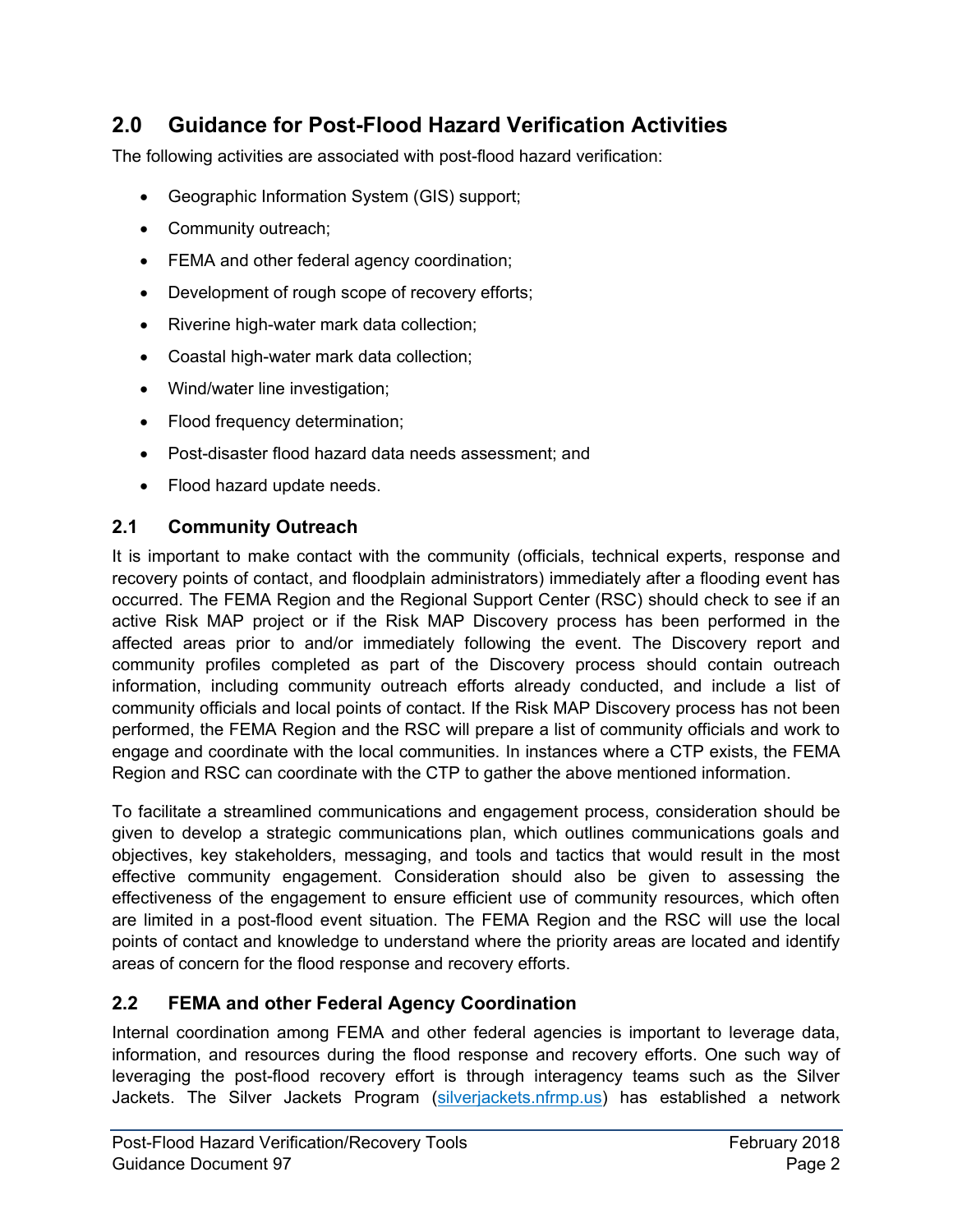## 2.0 Guidance for Post-Flood Hazard Verification Activities

The following activities are associated with post-flood hazard verification:

- Geographic Information System (GIS) support;
- Community outreach;
- FEMA and other federal agency coordination;
- Development of rough scope of recovery efforts;
- Riverine high-water mark data collection;
- Coastal high-water mark data collection;
- Wind/water line investigation;
- Flood frequency determination;
- Post-disaster flood hazard data needs assessment; and
- Flood hazard update needs.

### 2.1 Community Outreach

It is important to make contact with the community (officials, technical experts, response and recovery points of contact, and floodplain administrators) immediately after a flooding event has occurred. The FEMA Region and the Regional Support Center (RSC) should check to see if an active Risk MAP project or if the Risk MAP Discovery process has been performed in the affected areas prior to and/or immediately following the event. The Discovery report and community profiles completed as part of the Discovery process should contain outreach information, including community outreach efforts already conducted, and include a list of community officials and local points of contact. If the Risk MAP Discovery process has not been performed, the FEMA Region and the RSC will prepare a list of community officials and work to engage and coordinate with the local communities. In instances where a CTP exists, the FEMA Region and RSC can coordinate with the CTP to gather the above mentioned information.

To facilitate a streamlined communications and engagement process, consideration should be given to develop a strategic communications plan, which outlines communications goals and objectives, key stakeholders, messaging, and tools and tactics that would result in the most effective community engagement. Consideration should also be given to assessing the effectiveness of the engagement to ensure efficient use of community resources, which often are limited in a post-flood event situation. The FEMA Region and the RSC will use the local points of contact and knowledge to understand where the priority areas are located and identify areas of concern for the flood response and recovery efforts.

### 2.2 FEMA and other Federal Agency Coordination

Internal coordination among FEMA and other federal agencies is important to leverage data, information, and resources during the flood response and recovery efforts. One such way of leveraging the post-flood recovery effort is through interagency teams such as the Silver Jackets. The Silver Jackets Program (silverjackets.nfrmp.us) has established a network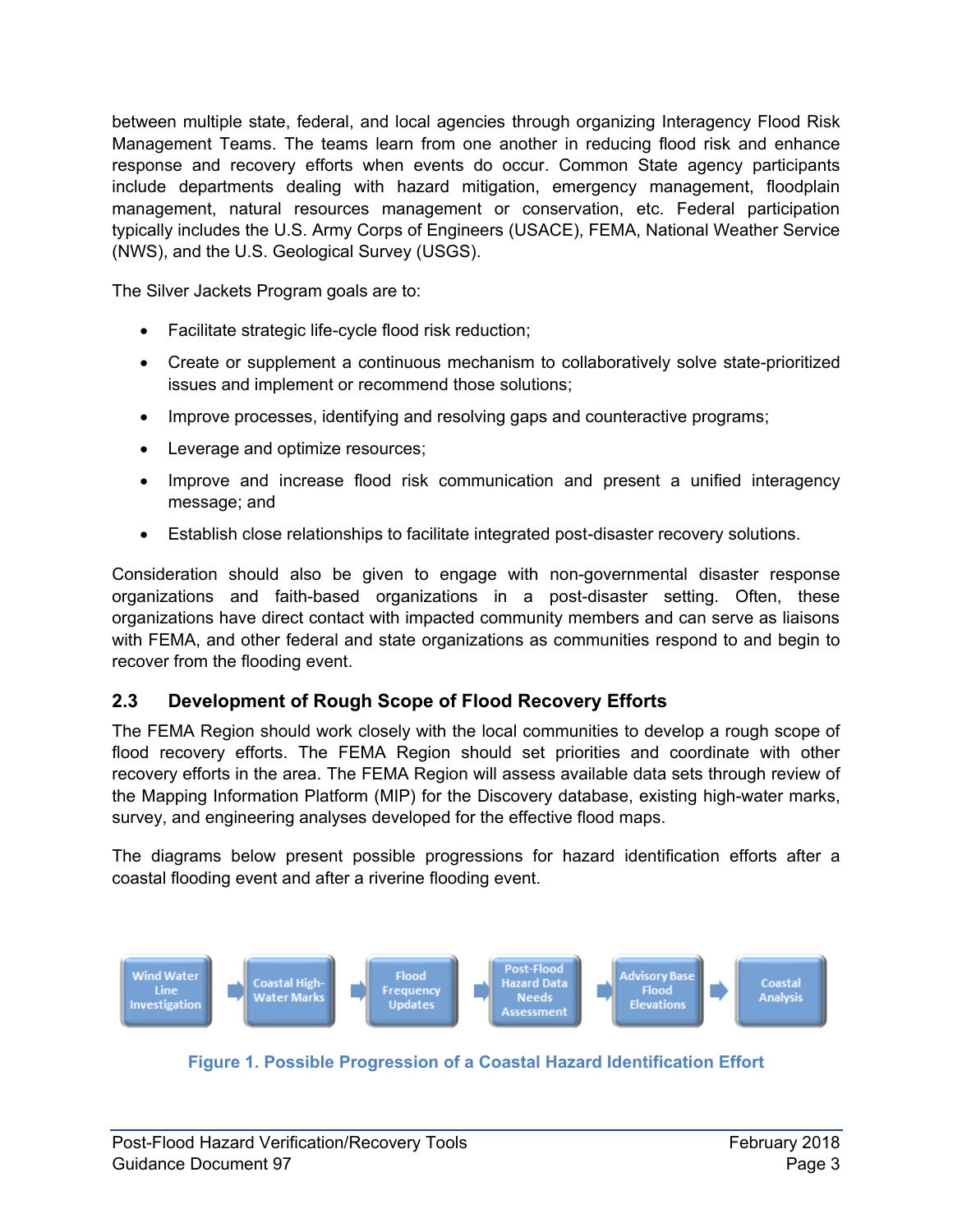between multiple state, federal, and local agencies through organizing Interagency Flood Risk Management Teams. The teams learn from one another in reducing flood risk and enhance response and recovery efforts when events do occur. Common State agency participants include departments dealing with hazard mitigation, emergency management, floodplain management, natural resources management or conservation, etc. Federal participation typically includes the U.S. Army Corps of Engineers (USACE), FEMA, National Weather Service (NWS), and the U.S. Geological Survey (USGS).

The Silver Jackets Program goals are to:

- Facilitate strategic life-cycle flood risk reduction;
- Create or supplement a continuous mechanism to collaboratively solve state-prioritized issues and implement or recommend those solutions;
- Improve processes, identifying and resolving gaps and counteractive programs;
- Leverage and optimize resources;
- Improve and increase flood risk communication and present a unified interagency message; and
- Establish close relationships to facilitate integrated post-disaster recovery solutions.

Consideration should also be given to engage with non-governmental disaster response organizations and faith-based organizations in a post-disaster setting. Often, these organizations have direct contact with impacted community members and can serve as liaisons with FEMA, and other federal and state organizations as communities respond to and begin to recover from the flooding event.

## 2.3 Development of Rough Scope of Flood Recovery Efforts

The FEMA Region should work closely with the local communities to develop a rough scope of flood recovery efforts. The FEMA Region should set priorities and coordinate with other recovery efforts in the area. The FEMA Region will assess available data sets through review of the Mapping Information Platform (MIP) for the Discovery database, existing high-water marks, survey, and engineering analyses developed for the effective flood maps.

The diagrams below present possible progressions for hazard identification efforts after a coastal flooding event and after a riverine flooding event.

Wind Water Line Investigation → Coastal High-Water Marks → Flood Frequency Updates → Post-Flood Hazard Data Needs Assessment → Advisory Base Flood Elevations → Coastal Analysis

**Figure 1. Possible Progression of a Coastal Hazard Identification Effort**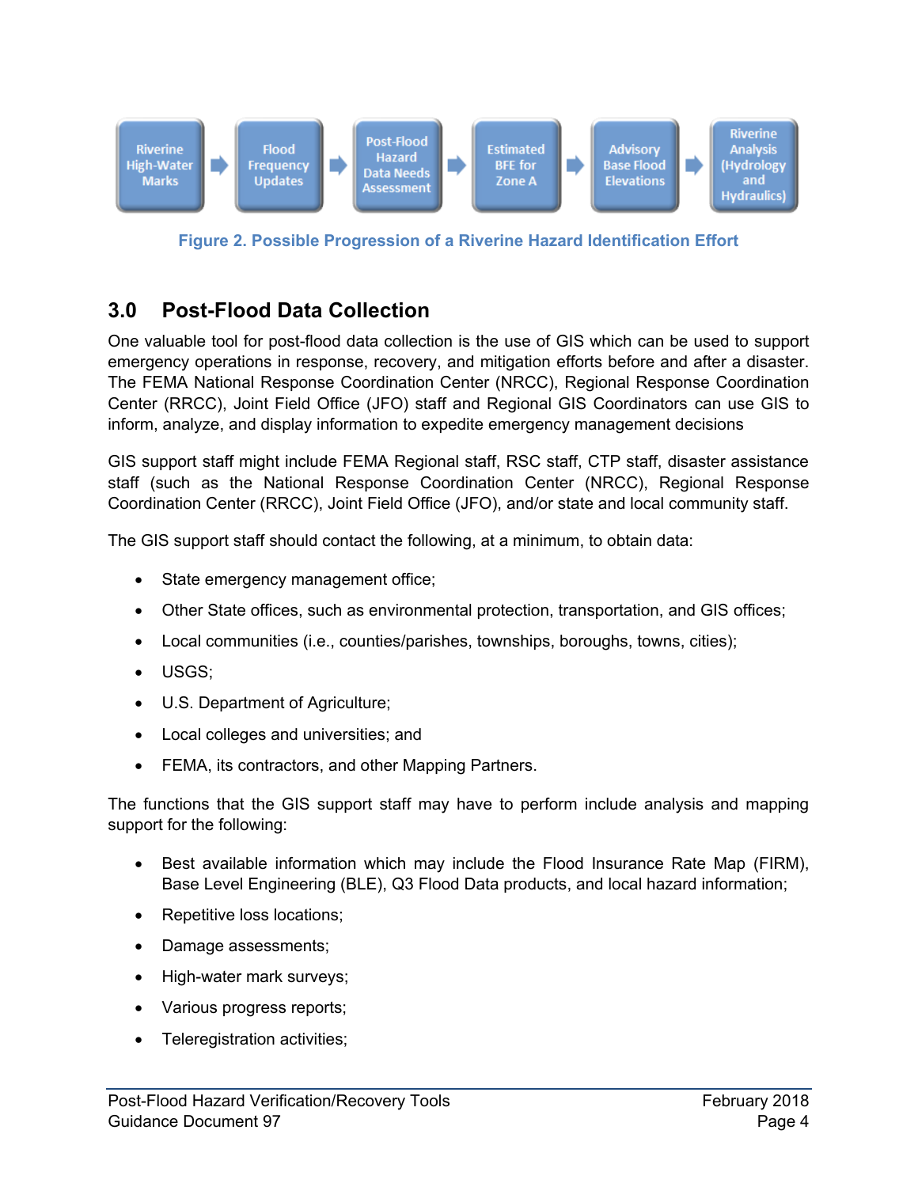Riverine High-Water Marks → Flood Frequency Updates → Post-Flood Hazard Data Needs Assessment → Estimated BFE for Zone A → Advisory Base Flood Elevations → Riverine Analysis (Hydrology and Hydraulics)

**Figure 2. Possible Progression of a Riverine Hazard Identification Effort**

## 3.0 Post-Flood Data Collection

One valuable tool for post-flood data collection is the use of GIS which can be used to support emergency operations in response, recovery, and mitigation efforts before and after a disaster. The FEMA National Response Coordination Center (NRCC), Regional Response Coordination Center (RRCC), Joint Field Office (JFO) staff and Regional GIS Coordinators can use GIS to inform, analyze, and display information to expedite emergency management decisions

GIS support staff might include FEMA Regional staff, RSC staff, CTP staff, disaster assistance staff (such as the National Response Coordination Center (NRCC), Regional Response Coordination Center (RRCC), Joint Field Office (JFO), and/or state and local community staff.

The GIS support staff should contact the following, at a minimum, to obtain data:

- State emergency management office;
- Other State offices, such as environmental protection, transportation, and GIS offices;
- Local communities (i.e., counties/parishes, townships, boroughs, towns, cities);
- USGS;
- U.S. Department of Agriculture;
- Local colleges and universities; and
- FEMA, its contractors, and other Mapping Partners.

The functions that the GIS support staff may have to perform include analysis and mapping support for the following:

- Best available information which may include the Flood Insurance Rate Map (FIRM), Base Level Engineering (BLE), Q3 Flood Data products, and local hazard information;
- Repetitive loss locations;
- Damage assessments;
- High-water mark surveys;
- Various progress reports;
- Teleregistration activities;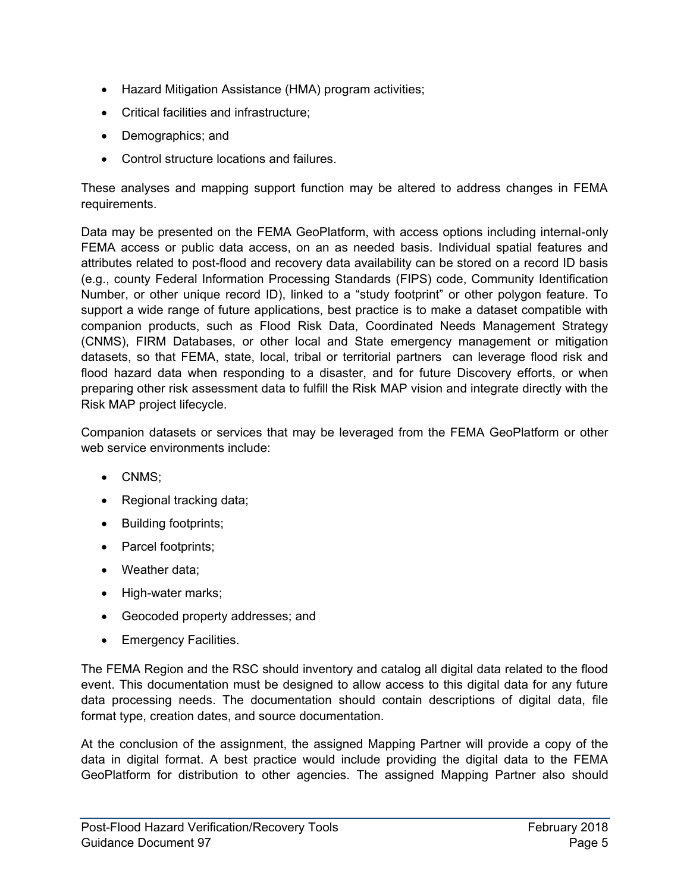- Hazard Mitigation Assistance (HMA) program activities;
- Critical facilities and infrastructure;
- Demographics; and
- Control structure locations and failures.

These analyses and mapping support function may be altered to address changes in FEMA requirements.

Data may be presented on the FEMA GeoPlatform, with access options including internal-only FEMA access or public data access, on an as needed basis. Individual spatial features and attributes related to post-flood and recovery data availability can be stored on a record ID basis (e.g., county Federal Information Processing Standards (FIPS) code, Community Identification Number, or other unique record ID), linked to a "study footprint" or other polygon feature. To support a wide range of future applications, best practice is to make a dataset compatible with companion products, such as Flood Risk Data, Coordinated Needs Management Strategy (CNMS), FIRM Databases, or other local and State emergency management or mitigation datasets, so that FEMA, state, local, tribal or territorial partners can leverage flood risk and flood hazard data when responding to a disaster, and for future Discovery efforts, or when preparing other risk assessment data to fulfill the Risk MAP vision and integrate directly with the Risk MAP project lifecycle.

Companion datasets or services that may be leveraged from the FEMA GeoPlatform or other web service environments include:

- CNMS;
- Regional tracking data;
- Building footprints;
- Parcel footprints;
- Weather data;
- High-water marks;
- Geocoded property addresses; and
- Emergency Facilities.

The FEMA Region and the RSC should inventory and catalog all digital data related to the flood event. This documentation must be designed to allow access to this digital data for any future data processing needs. The documentation should contain descriptions of digital data, file format type, creation dates, and source documentation.

At the conclusion of the assignment, the assigned Mapping Partner will provide a copy of the data in digital format. A best practice would include providing the digital data to the FEMA GeoPlatform for distribution to other agencies. The assigned Mapping Partner also should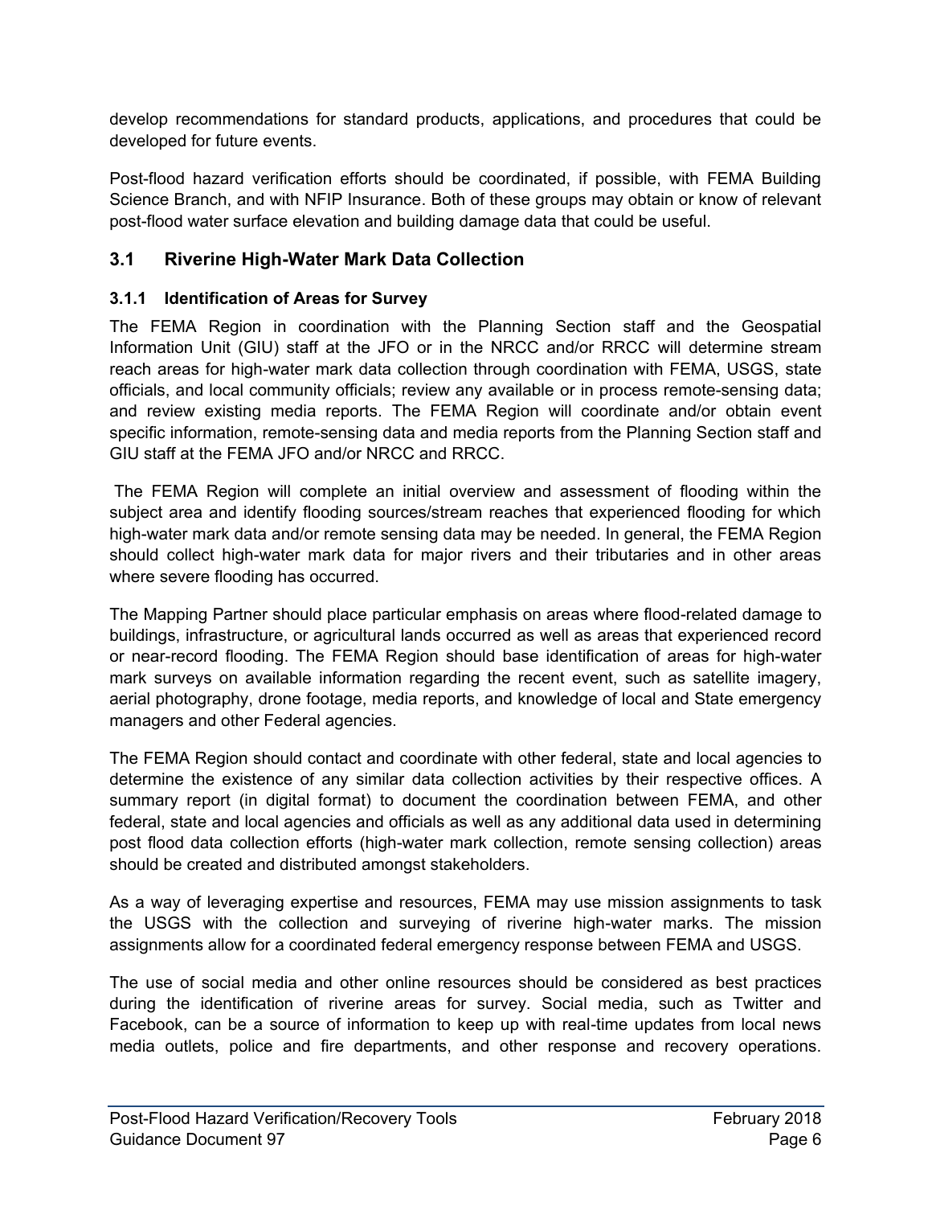develop recommendations for standard products, applications, and procedures that could be developed for future events.

Post-flood hazard verification efforts should be coordinated, if possible, with FEMA Building Science Branch, and with NFIP Insurance. Both of these groups may obtain or know of relevant post-flood water surface elevation and building damage data that could be useful.

## 3.1 Riverine High-Water Mark Data Collection

### 3.1.1 Identification of Areas for Survey

The FEMA Region in coordination with the Planning Section staff and the Geospatial Information Unit (GIU) staff at the JFO or in the NRCC and/or RRCC will determine stream reach areas for high-water mark data collection through coordination with FEMA, USGS, state officials, and local community officials; review any available or in process remote-sensing data; and review existing media reports. The FEMA Region will coordinate and/or obtain event specific information, remote-sensing data and media reports from the Planning Section staff and GIU staff at the FEMA JFO and/or NRCC and RRCC.

The FEMA Region will complete an initial overview and assessment of flooding within the subject area and identify flooding sources/stream reaches that experienced flooding for which high-water mark data and/or remote sensing data may be needed. In general, the FEMA Region should collect high-water mark data for major rivers and their tributaries and in other areas where severe flooding has occurred.

The Mapping Partner should place particular emphasis on areas where flood-related damage to buildings, infrastructure, or agricultural lands occurred as well as areas that experienced record or near-record flooding. The FEMA Region should base identification of areas for high-water mark surveys on available information regarding the recent event, such as satellite imagery, aerial photography, drone footage, media reports, and knowledge of local and State emergency managers and other Federal agencies.

The FEMA Region should contact and coordinate with other federal, state and local agencies to determine the existence of any similar data collection activities by their respective offices. A summary report (in digital format) to document the coordination between FEMA, and other federal, state and local agencies and officials as well as any additional data used in determining post flood data collection efforts (high-water mark collection, remote sensing collection) areas should be created and distributed amongst stakeholders.

As a way of leveraging expertise and resources, FEMA may use mission assignments to task the USGS with the collection and surveying of riverine high-water marks. The mission assignments allow for a coordinated federal emergency response between FEMA and USGS.

The use of social media and other online resources should be considered as best practices during the identification of riverine areas for survey. Social media, such as Twitter and Facebook, can be a source of information to keep up with real-time updates from local news media outlets, police and fire departments, and other response and recovery operations.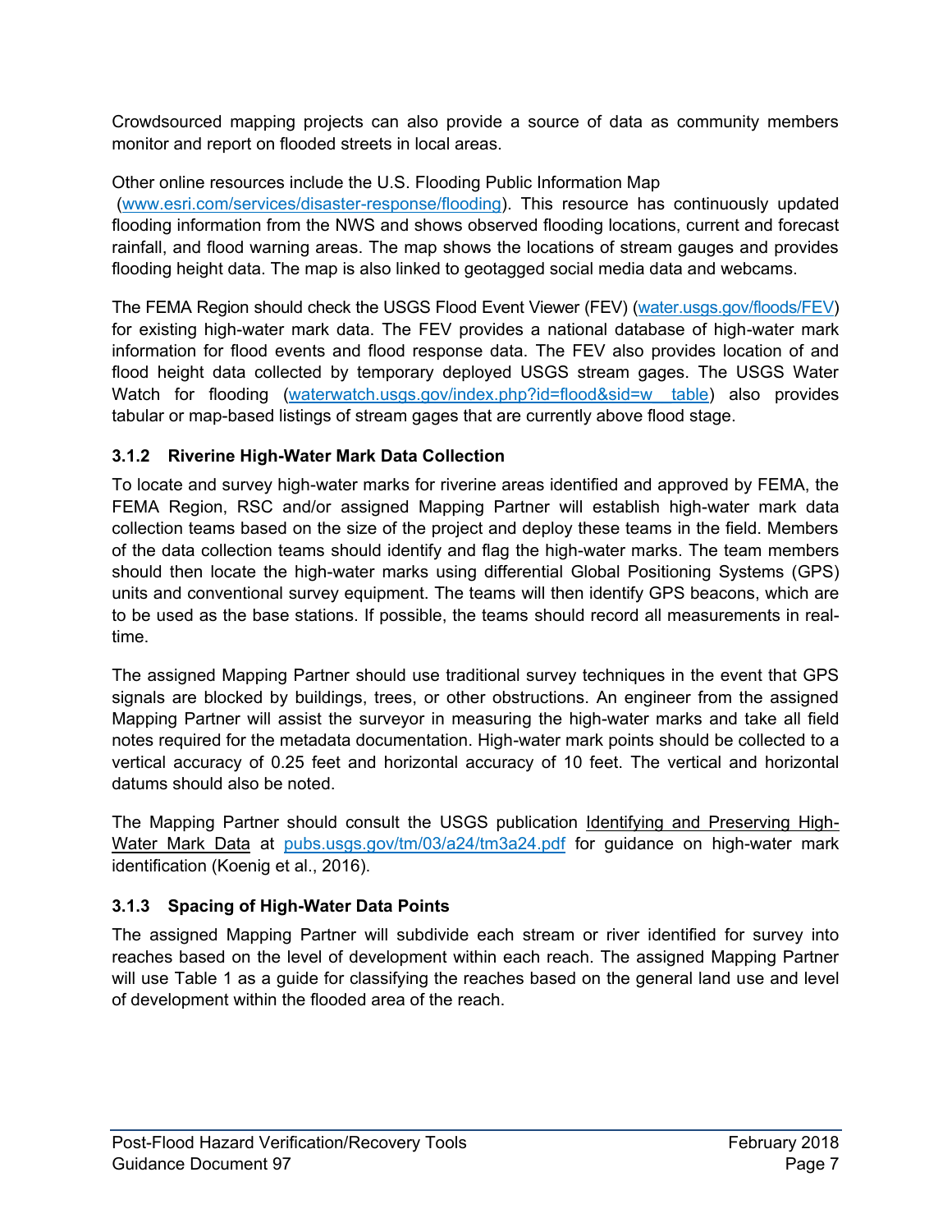Crowdsourced mapping projects can also provide a source of data as community members monitor and report on flooded streets in local areas.

Other online resources include the U.S. Flooding Public Information Map (www.esri.com/services/disaster-response/flooding). This resource has continuously updated flooding information from the NWS and shows observed flooding locations, current and forecast rainfall, and flood warning areas. The map shows the locations of stream gauges and provides flooding height data. The map is also linked to geotagged social media data and webcams.

The FEMA Region should check the USGS Flood Event Viewer (FEV) (water.usgs.gov/floods/FEV) for existing high-water mark data. The FEV provides a national database of high-water mark information for flood events and flood response data. The FEV also provides location of and flood height data collected by temporary deployed USGS stream gages. The USGS Water Watch for flooding (waterwatch.usgs.gov/index.php?id=flood&sid=w__table) also provides tabular or map-based listings of stream gages that are currently above flood stage.

### 3.1.2 Riverine High-Water Mark Data Collection

To locate and survey high-water marks for riverine areas identified and approved by FEMA, the FEMA Region, RSC and/or assigned Mapping Partner will establish high-water mark data collection teams based on the size of the project and deploy these teams in the field. Members of the data collection teams should identify and flag the high-water marks. The team members should then locate the high-water marks using differential Global Positioning Systems (GPS) units and conventional survey equipment. The teams will then identify GPS beacons, which are to be used as the base stations. If possible, the teams should record all measurements in real-time.

The assigned Mapping Partner should use traditional survey techniques in the event that GPS signals are blocked by buildings, trees, or other obstructions. An engineer from the assigned Mapping Partner will assist the surveyor in measuring the high-water marks and take all field notes required for the metadata documentation. High-water mark points should be collected to a vertical accuracy of 0.25 feet and horizontal accuracy of 10 feet. The vertical and horizontal datums should also be noted.

The Mapping Partner should consult the USGS publication Identifying and Preserving High-Water Mark Data at pubs.usgs.gov/tm/03/a24/tm3a24.pdf for guidance on high-water mark identification (Koenig et al., 2016).

### 3.1.3 Spacing of High-Water Data Points

The assigned Mapping Partner will subdivide each stream or river identified for survey into reaches based on the level of development within each reach. The assigned Mapping Partner will use Table 1 as a guide for classifying the reaches based on the general land use and level of development within the flooded area of the reach.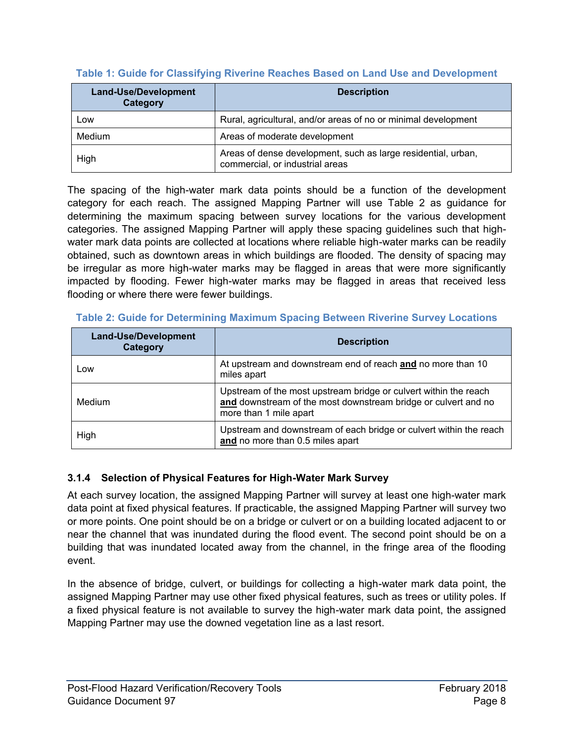**Table 1: Guide for Classifying Riverine Reaches Based on Land Use and Development**

| Land-Use/Development Category | Description |
|---|---|
| Low | Rural, agricultural, and/or areas of no or minimal development |
| Medium | Areas of moderate development |
| High | Areas of dense development, such as large residential, urban, commercial, or industrial areas |

The spacing of the high-water mark data points should be a function of the development category for each reach. The assigned Mapping Partner will use Table 2 as guidance for determining the maximum spacing between survey locations for the various development categories. The assigned Mapping Partner will apply these spacing guidelines such that high-water mark data points are collected at locations where reliable high-water marks can be readily obtained, such as downtown areas in which buildings are flooded. The density of spacing may be irregular as more high-water marks may be flagged in areas that were more significantly impacted by flooding. Fewer high-water marks may be flagged in areas that received less flooding or where there were fewer buildings.

**Table 2: Guide for Determining Maximum Spacing Between Riverine Survey Locations**

| Land-Use/Development Category | Description |
|---|---|
| Low | At upstream and downstream end of reach **and** no more than 10 miles apart |
| Medium | Upstream of the most upstream bridge or culvert within the reach **and** downstream of the most downstream bridge or culvert and no more than 1 mile apart |
| High | Upstream and downstream of each bridge or culvert within the reach **and** no more than 0.5 miles apart |

### 3.1.4 Selection of Physical Features for High-Water Mark Survey

At each survey location, the assigned Mapping Partner will survey at least one high-water mark data point at fixed physical features. If practicable, the assigned Mapping Partner will survey two or more points. One point should be on a bridge or culvert or on a building located adjacent to or near the channel that was inundated during the flood event. The second point should be on a building that was inundated located away from the channel, in the fringe area of the flooding event.

In the absence of bridge, culvert, or buildings for collecting a high-water mark data point, the assigned Mapping Partner may use other fixed physical features, such as trees or utility poles. If a fixed physical feature is not available to survey the high-water mark data point, the assigned Mapping Partner may use the downed vegetation line as a last resort.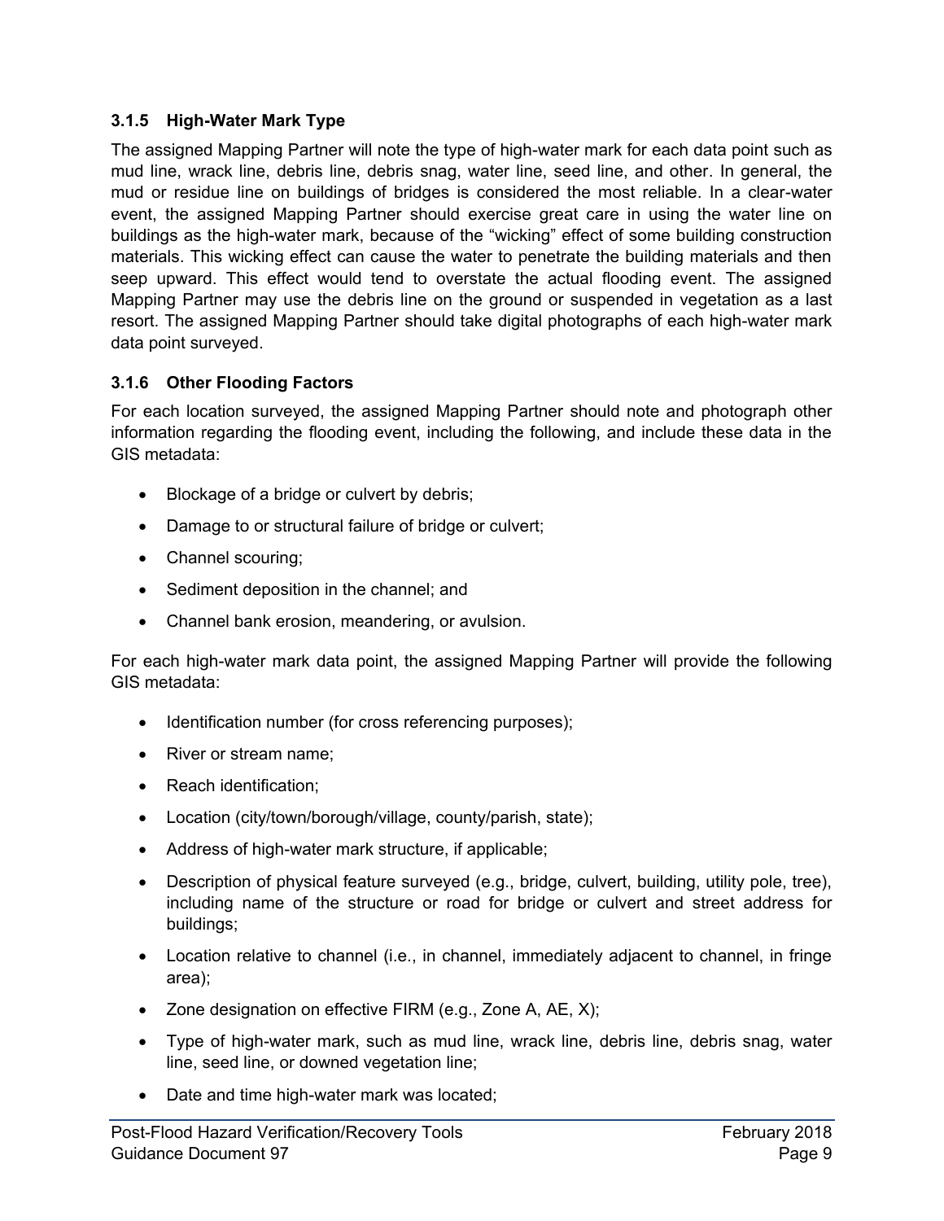### 3.1.5 High-Water Mark Type

The assigned Mapping Partner will note the type of high-water mark for each data point such as mud line, wrack line, debris line, debris snag, water line, seed line, and other. In general, the mud or residue line on buildings of bridges is considered the most reliable. In a clear-water event, the assigned Mapping Partner should exercise great care in using the water line on buildings as the high-water mark, because of the "wicking" effect of some building construction materials. This wicking effect can cause the water to penetrate the building materials and then seep upward. This effect would tend to overstate the actual flooding event. The assigned Mapping Partner may use the debris line on the ground or suspended in vegetation as a last resort. The assigned Mapping Partner should take digital photographs of each high-water mark data point surveyed.

### 3.1.6 Other Flooding Factors

For each location surveyed, the assigned Mapping Partner should note and photograph other information regarding the flooding event, including the following, and include these data in the GIS metadata:

- Blockage of a bridge or culvert by debris;
- Damage to or structural failure of bridge or culvert;
- Channel scouring;
- Sediment deposition in the channel; and
- Channel bank erosion, meandering, or avulsion.

For each high-water mark data point, the assigned Mapping Partner will provide the following GIS metadata:

- Identification number (for cross referencing purposes);
- River or stream name;
- Reach identification;
- Location (city/town/borough/village, county/parish, state);
- Address of high-water mark structure, if applicable;
- Description of physical feature surveyed (e.g., bridge, culvert, building, utility pole, tree), including name of the structure or road for bridge or culvert and street address for buildings;
- Location relative to channel (i.e., in channel, immediately adjacent to channel, in fringe area);
- Zone designation on effective FIRM (e.g., Zone A, AE, X);
- Type of high-water mark, such as mud line, wrack line, debris line, debris snag, water line, seed line, or downed vegetation line;
- Date and time high-water mark was located;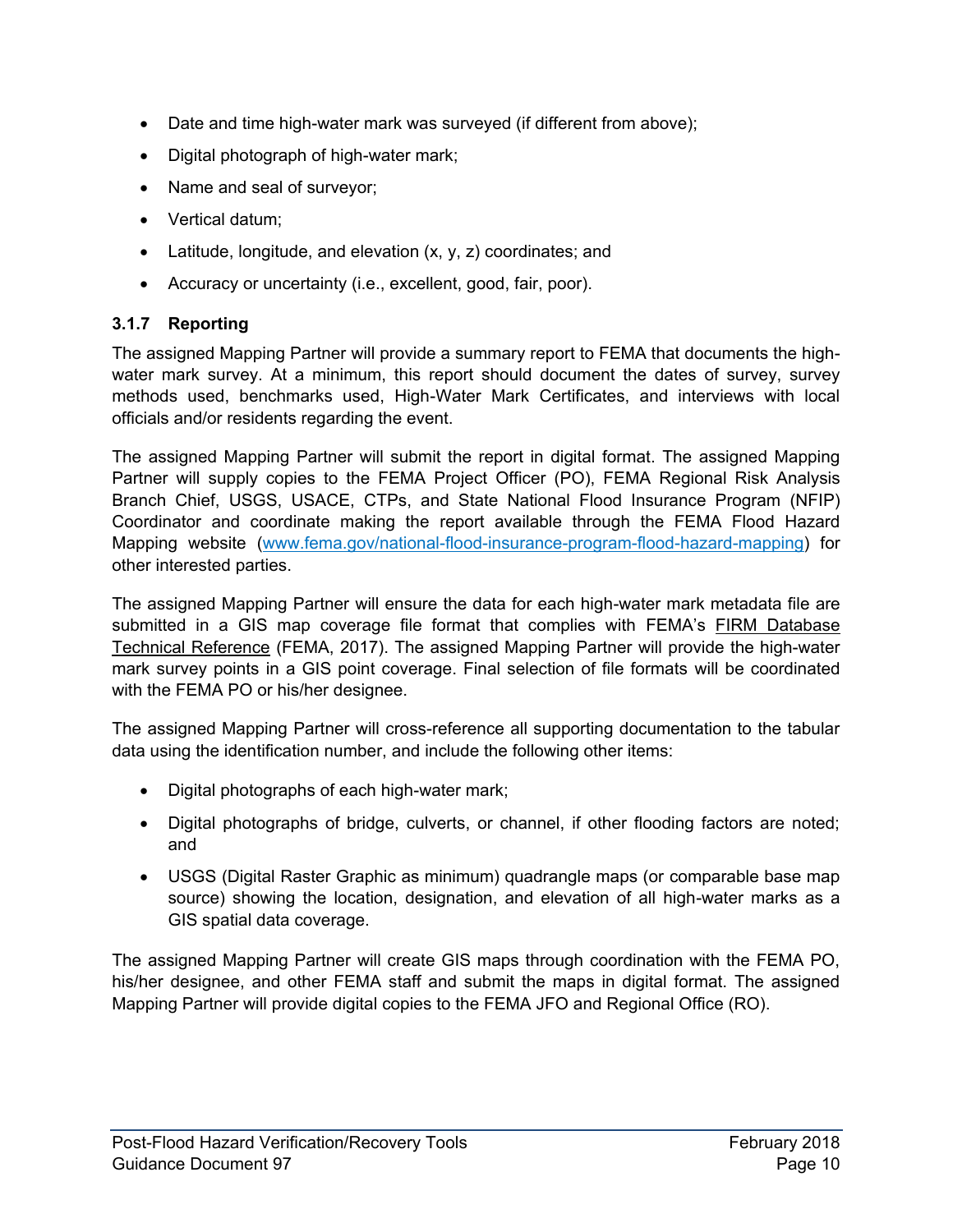- Date and time high-water mark was surveyed (if different from above);
- Digital photograph of high-water mark;
- Name and seal of surveyor;
- Vertical datum;
- Latitude, longitude, and elevation (x, y, z) coordinates; and
- Accuracy or uncertainty (i.e., excellent, good, fair, poor).

### 3.1.7 Reporting

The assigned Mapping Partner will provide a summary report to FEMA that documents the high-water mark survey. At a minimum, this report should document the dates of survey, survey methods used, benchmarks used, High-Water Mark Certificates, and interviews with local officials and/or residents regarding the event.

The assigned Mapping Partner will submit the report in digital format. The assigned Mapping Partner will supply copies to the FEMA Project Officer (PO), FEMA Regional Risk Analysis Branch Chief, USGS, USACE, CTPs, and State National Flood Insurance Program (NFIP) Coordinator and coordinate making the report available through the FEMA Flood Hazard Mapping website (www.fema.gov/national-flood-insurance-program-flood-hazard-mapping) for other interested parties.

The assigned Mapping Partner will ensure the data for each high-water mark metadata file are submitted in a GIS map coverage file format that complies with FEMA's FIRM Database Technical Reference (FEMA, 2017). The assigned Mapping Partner will provide the high-water mark survey points in a GIS point coverage. Final selection of file formats will be coordinated with the FEMA PO or his/her designee.

The assigned Mapping Partner will cross-reference all supporting documentation to the tabular data using the identification number, and include the following other items:

- Digital photographs of each high-water mark;
- Digital photographs of bridge, culverts, or channel, if other flooding factors are noted; and
- USGS (Digital Raster Graphic as minimum) quadrangle maps (or comparable base map source) showing the location, designation, and elevation of all high-water marks as a GIS spatial data coverage.

The assigned Mapping Partner will create GIS maps through coordination with the FEMA PO, his/her designee, and other FEMA staff and submit the maps in digital format. The assigned Mapping Partner will provide digital copies to the FEMA JFO and Regional Office (RO).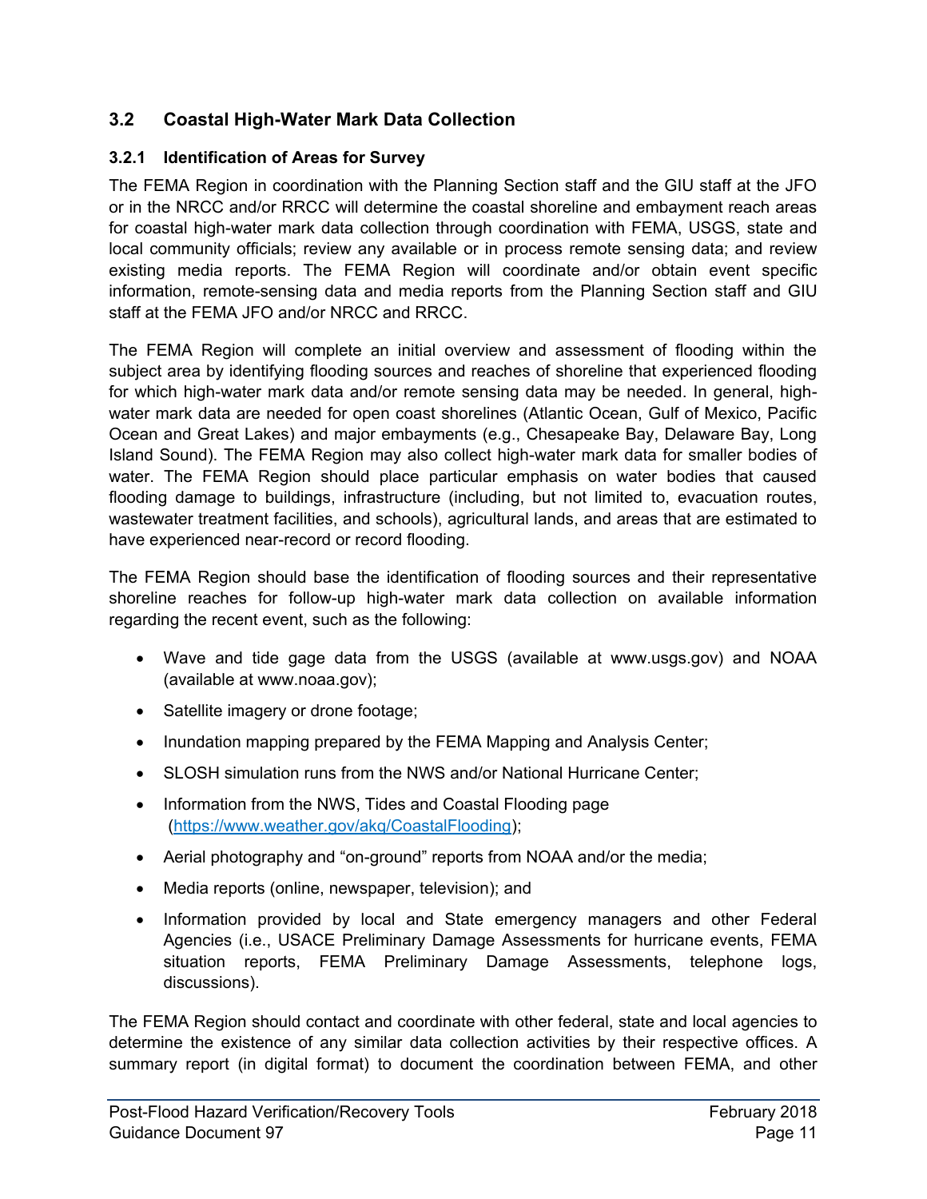## 3.2 Coastal High-Water Mark Data Collection

### 3.2.1 Identification of Areas for Survey

The FEMA Region in coordination with the Planning Section staff and the GIU staff at the JFO or in the NRCC and/or RRCC will determine the coastal shoreline and embayment reach areas for coastal high-water mark data collection through coordination with FEMA, USGS, state and local community officials; review any available or in process remote sensing data; and review existing media reports. The FEMA Region will coordinate and/or obtain event specific information, remote-sensing data and media reports from the Planning Section staff and GIU staff at the FEMA JFO and/or NRCC and RRCC.

The FEMA Region will complete an initial overview and assessment of flooding within the subject area by identifying flooding sources and reaches of shoreline that experienced flooding for which high-water mark data and/or remote sensing data may be needed. In general, high-water mark data are needed for open coast shorelines (Atlantic Ocean, Gulf of Mexico, Pacific Ocean and Great Lakes) and major embayments (e.g., Chesapeake Bay, Delaware Bay, Long Island Sound). The FEMA Region may also collect high-water mark data for smaller bodies of water. The FEMA Region should place particular emphasis on water bodies that caused flooding damage to buildings, infrastructure (including, but not limited to, evacuation routes, wastewater treatment facilities, and schools), agricultural lands, and areas that are estimated to have experienced near-record or record flooding.

The FEMA Region should base the identification of flooding sources and their representative shoreline reaches for follow-up high-water mark data collection on available information regarding the recent event, such as the following:

- Wave and tide gage data from the USGS (available at www.usgs.gov) and NOAA (available at www.noaa.gov);
- Satellite imagery or drone footage;
- Inundation mapping prepared by the FEMA Mapping and Analysis Center;
- SLOSH simulation runs from the NWS and/or National Hurricane Center;
- Information from the NWS, Tides and Coastal Flooding page (https://www.weather.gov/akq/CoastalFlooding);
- Aerial photography and "on-ground" reports from NOAA and/or the media;
- Media reports (online, newspaper, television); and
- Information provided by local and State emergency managers and other Federal Agencies (i.e., USACE Preliminary Damage Assessments for hurricane events, FEMA situation reports, FEMA Preliminary Damage Assessments, telephone logs, discussions).

The FEMA Region should contact and coordinate with other federal, state and local agencies to determine the existence of any similar data collection activities by their respective offices. A summary report (in digital format) to document the coordination between FEMA, and other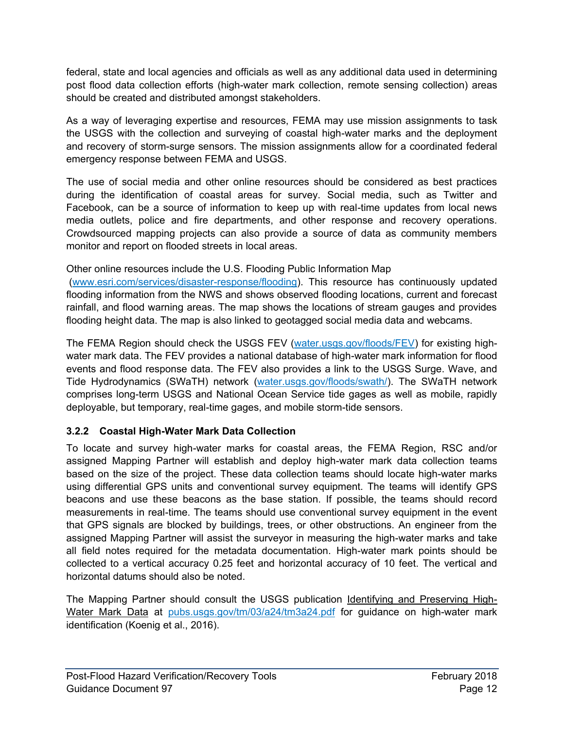federal, state and local agencies and officials as well as any additional data used in determining post flood data collection efforts (high-water mark collection, remote sensing collection) areas should be created and distributed amongst stakeholders.

As a way of leveraging expertise and resources, FEMA may use mission assignments to task the USGS with the collection and surveying of coastal high-water marks and the deployment and recovery of storm-surge sensors. The mission assignments allow for a coordinated federal emergency response between FEMA and USGS.

The use of social media and other online resources should be considered as best practices during the identification of coastal areas for survey. Social media, such as Twitter and Facebook, can be a source of information to keep up with real-time updates from local news media outlets, police and fire departments, and other response and recovery operations. Crowdsourced mapping projects can also provide a source of data as community members monitor and report on flooded streets in local areas.

Other online resources include the U.S. Flooding Public Information Map (www.esri.com/services/disaster-response/flooding). This resource has continuously updated flooding information from the NWS and shows observed flooding locations, current and forecast rainfall, and flood warning areas. The map shows the locations of stream gauges and provides flooding height data. The map is also linked to geotagged social media data and webcams.

The FEMA Region should check the USGS FEV (water.usgs.gov/floods/FEV) for existing high-water mark data. The FEV provides a national database of high-water mark information for flood events and flood response data. The FEV also provides a link to the USGS Surge. Wave, and Tide Hydrodynamics (SWaTH) network (water.usgs.gov/floods/swath/). The SWaTH network comprises long-term USGS and National Ocean Service tide gages as well as mobile, rapidly deployable, but temporary, real-time gages, and mobile storm-tide sensors.

### 3.2.2 Coastal High-Water Mark Data Collection

To locate and survey high-water marks for coastal areas, the FEMA Region, RSC and/or assigned Mapping Partner will establish and deploy high-water mark data collection teams based on the size of the project. These data collection teams should locate high-water marks using differential GPS units and conventional survey equipment. The teams will identify GPS beacons and use these beacons as the base station. If possible, the teams should record measurements in real-time. The teams should use conventional survey equipment in the event that GPS signals are blocked by buildings, trees, or other obstructions. An engineer from the assigned Mapping Partner will assist the surveyor in measuring the high-water marks and take all field notes required for the metadata documentation. High-water mark points should be collected to a vertical accuracy 0.25 feet and horizontal accuracy of 10 feet. The vertical and horizontal datums should also be noted.

The Mapping Partner should consult the USGS publication Identifying and Preserving High-Water Mark Data at pubs.usgs.gov/tm/03/a24/tm3a24.pdf for guidance on high-water mark identification (Koenig et al., 2016).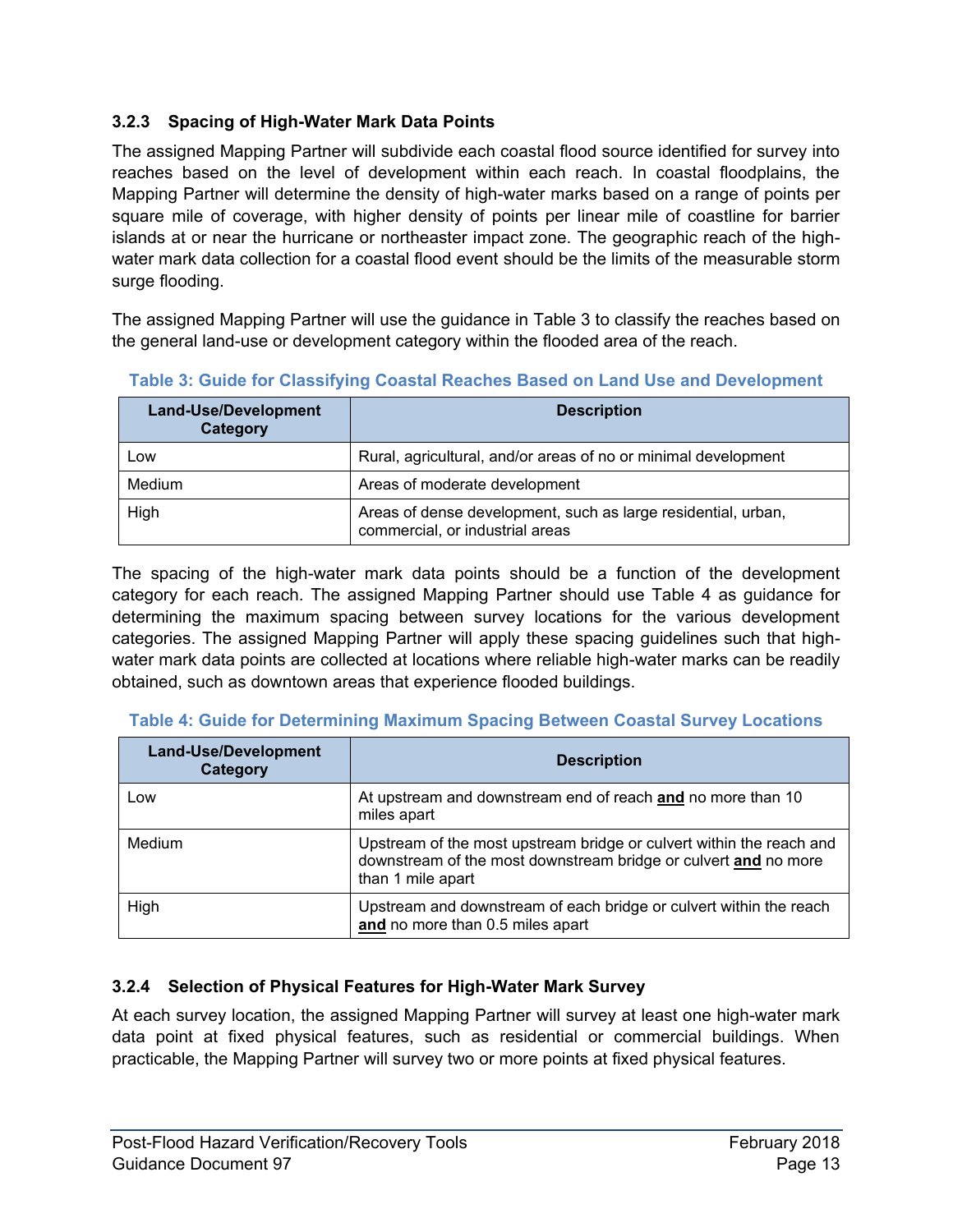### 3.2.3 Spacing of High-Water Mark Data Points

The assigned Mapping Partner will subdivide each coastal flood source identified for survey into reaches based on the level of development within each reach. In coastal floodplains, the Mapping Partner will determine the density of high-water marks based on a range of points per square mile of coverage, with higher density of points per linear mile of coastline for barrier islands at or near the hurricane or northeaster impact zone. The geographic reach of the high-water mark data collection for a coastal flood event should be the limits of the measurable storm surge flooding.

The assigned Mapping Partner will use the guidance in Table 3 to classify the reaches based on the general land-use or development category within the flooded area of the reach.

**Table 3: Guide for Classifying Coastal Reaches Based on Land Use and Development**

| Land-Use/Development Category | Description |
|---|---|
| Low | Rural, agricultural, and/or areas of no or minimal development |
| Medium | Areas of moderate development |
| High | Areas of dense development, such as large residential, urban, commercial, or industrial areas |

The spacing of the high-water mark data points should be a function of the development category for each reach. The assigned Mapping Partner should use Table 4 as guidance for determining the maximum spacing between survey locations for the various development categories. The assigned Mapping Partner will apply these spacing guidelines such that high-water mark data points are collected at locations where reliable high-water marks can be readily obtained, such as downtown areas that experience flooded buildings.

**Table 4: Guide for Determining Maximum Spacing Between Coastal Survey Locations**

| Land-Use/Development Category | Description |
|---|---|
| Low | At upstream and downstream end of reach **and** no more than 10 miles apart |
| Medium | Upstream of the most upstream bridge or culvert within the reach and downstream of the most downstream bridge or culvert **and** no more than 1 mile apart |
| High | Upstream and downstream of each bridge or culvert within the reach **and** no more than 0.5 miles apart |

### 3.2.4 Selection of Physical Features for High-Water Mark Survey

At each survey location, the assigned Mapping Partner will survey at least one high-water mark data point at fixed physical features, such as residential or commercial buildings. When practicable, the Mapping Partner will survey two or more points at fixed physical features.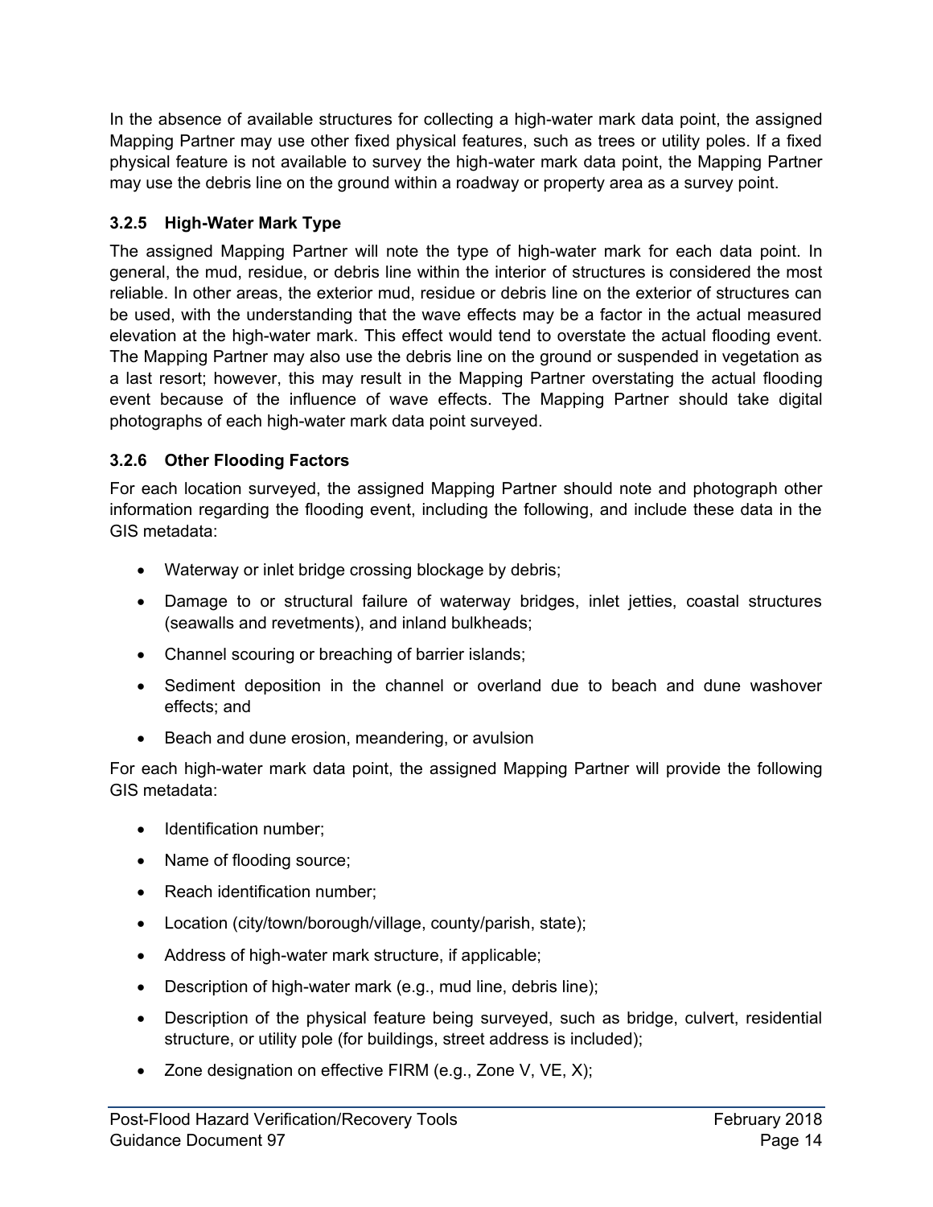In the absence of available structures for collecting a high-water mark data point, the assigned Mapping Partner may use other fixed physical features, such as trees or utility poles. If a fixed physical feature is not available to survey the high-water mark data point, the Mapping Partner may use the debris line on the ground within a roadway or property area as a survey point.

### 3.2.5 High-Water Mark Type

The assigned Mapping Partner will note the type of high-water mark for each data point. In general, the mud, residue, or debris line within the interior of structures is considered the most reliable. In other areas, the exterior mud, residue or debris line on the exterior of structures can be used, with the understanding that the wave effects may be a factor in the actual measured elevation at the high-water mark. This effect would tend to overstate the actual flooding event. The Mapping Partner may also use the debris line on the ground or suspended in vegetation as a last resort; however, this may result in the Mapping Partner overstating the actual flooding event because of the influence of wave effects. The Mapping Partner should take digital photographs of each high-water mark data point surveyed.

### 3.2.6 Other Flooding Factors

For each location surveyed, the assigned Mapping Partner should note and photograph other information regarding the flooding event, including the following, and include these data in the GIS metadata:

- Waterway or inlet bridge crossing blockage by debris;
- Damage to or structural failure of waterway bridges, inlet jetties, coastal structures (seawalls and revetments), and inland bulkheads;
- Channel scouring or breaching of barrier islands;
- Sediment deposition in the channel or overland due to beach and dune washover effects; and
- Beach and dune erosion, meandering, or avulsion

For each high-water mark data point, the assigned Mapping Partner will provide the following GIS metadata:

- Identification number;
- Name of flooding source;
- Reach identification number;
- Location (city/town/borough/village, county/parish, state);
- Address of high-water mark structure, if applicable;
- Description of high-water mark (e.g., mud line, debris line);
- Description of the physical feature being surveyed, such as bridge, culvert, residential structure, or utility pole (for buildings, street address is included);
- Zone designation on effective FIRM (e.g., Zone V, VE, X);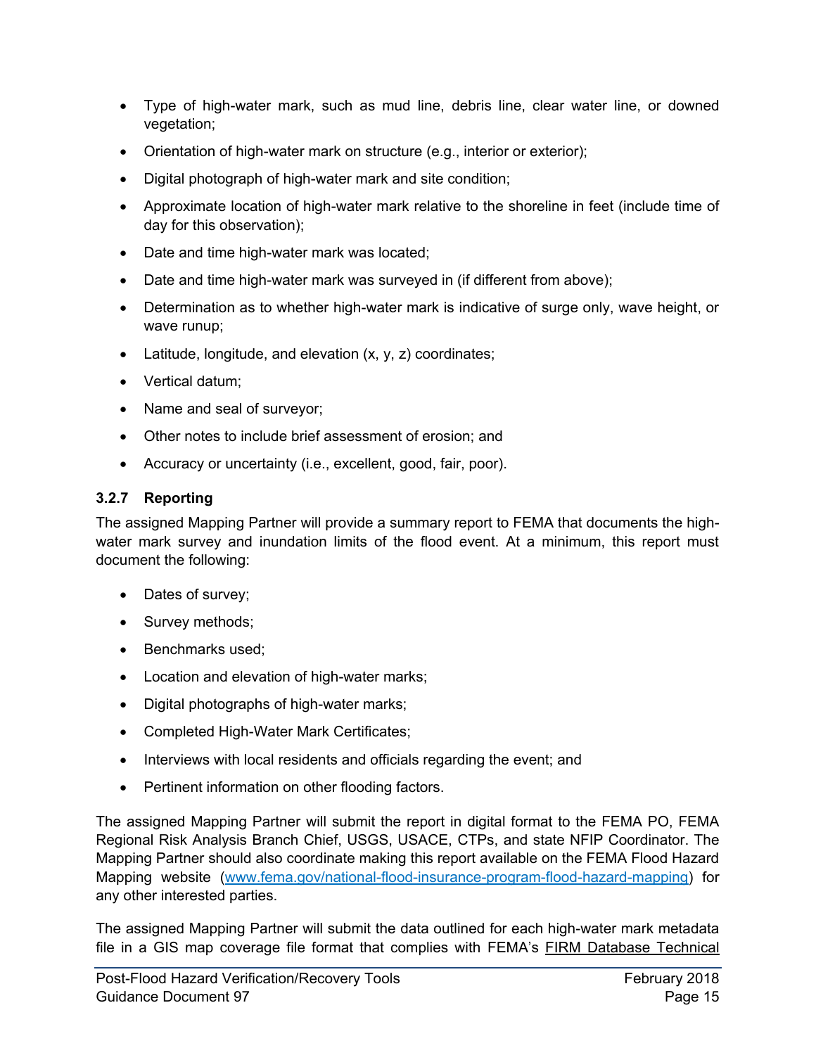- Type of high-water mark, such as mud line, debris line, clear water line, or downed vegetation;
- Orientation of high-water mark on structure (e.g., interior or exterior);
- Digital photograph of high-water mark and site condition;
- Approximate location of high-water mark relative to the shoreline in feet (include time of day for this observation);
- Date and time high-water mark was located;
- Date and time high-water mark was surveyed in (if different from above);
- Determination as to whether high-water mark is indicative of surge only, wave height, or wave runup;
- Latitude, longitude, and elevation (x, y, z) coordinates;
- Vertical datum;
- Name and seal of surveyor;
- Other notes to include brief assessment of erosion; and
- Accuracy or uncertainty (i.e., excellent, good, fair, poor).

### 3.2.7 Reporting

The assigned Mapping Partner will provide a summary report to FEMA that documents the high-water mark survey and inundation limits of the flood event. At a minimum, this report must document the following:

- Dates of survey;
- Survey methods;
- Benchmarks used;
- Location and elevation of high-water marks;
- Digital photographs of high-water marks;
- Completed High-Water Mark Certificates;
- Interviews with local residents and officials regarding the event; and
- Pertinent information on other flooding factors.

The assigned Mapping Partner will submit the report in digital format to the FEMA PO, FEMA Regional Risk Analysis Branch Chief, USGS, USACE, CTPs, and state NFIP Coordinator. The Mapping Partner should also coordinate making this report available on the FEMA Flood Hazard Mapping website (www.fema.gov/national-flood-insurance-program-flood-hazard-mapping) for any other interested parties.

The assigned Mapping Partner will submit the data outlined for each high-water mark metadata file in a GIS map coverage file format that complies with FEMA's FIRM Database Technical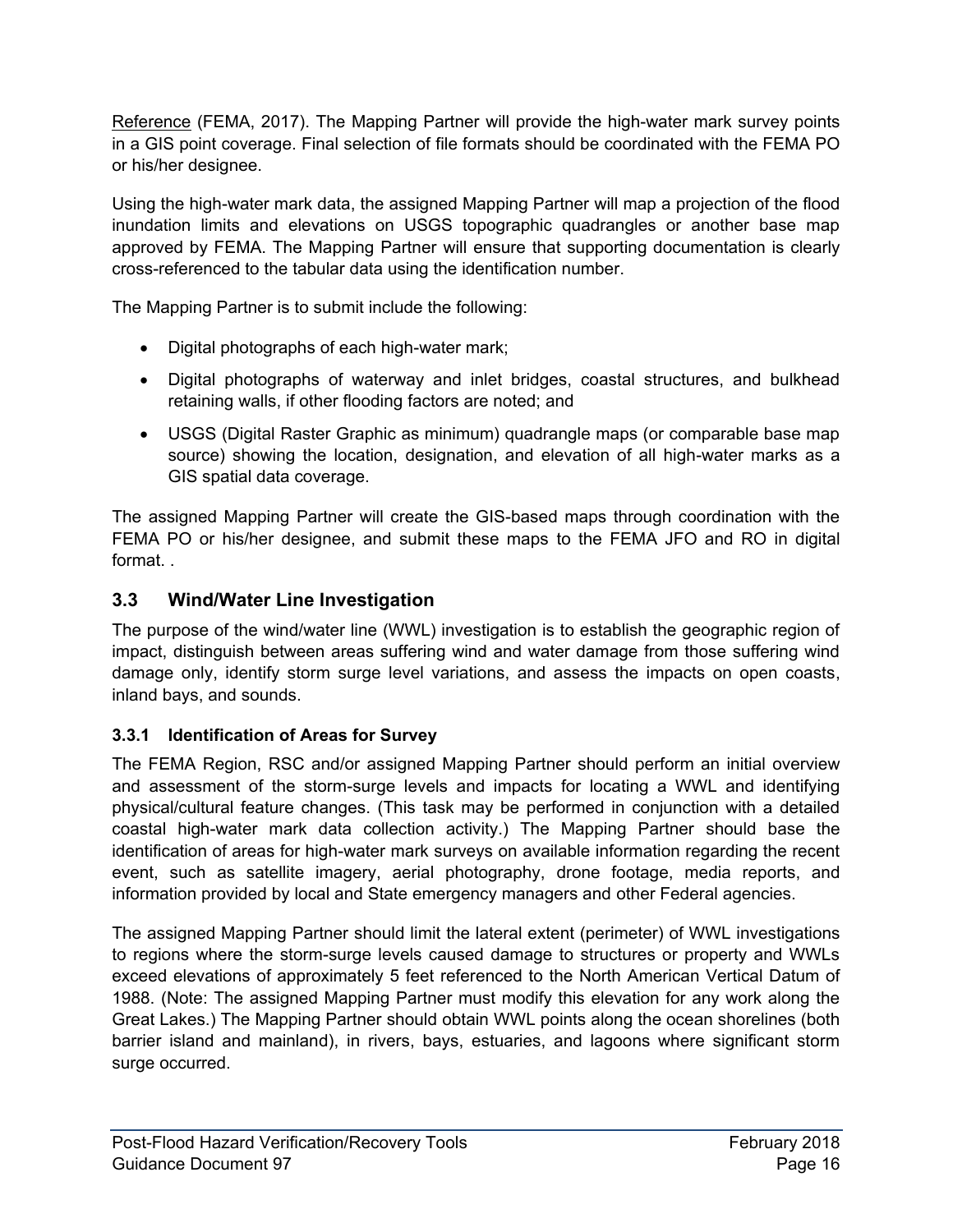Reference (FEMA, 2017). The Mapping Partner will provide the high-water mark survey points in a GIS point coverage. Final selection of file formats should be coordinated with the FEMA PO or his/her designee.

Using the high-water mark data, the assigned Mapping Partner will map a projection of the flood inundation limits and elevations on USGS topographic quadrangles or another base map approved by FEMA. The Mapping Partner will ensure that supporting documentation is clearly cross-referenced to the tabular data using the identification number.

The Mapping Partner is to submit include the following:

- Digital photographs of each high-water mark;
- Digital photographs of waterway and inlet bridges, coastal structures, and bulkhead retaining walls, if other flooding factors are noted; and
- USGS (Digital Raster Graphic as minimum) quadrangle maps (or comparable base map source) showing the location, designation, and elevation of all high-water marks as a GIS spatial data coverage.

The assigned Mapping Partner will create the GIS-based maps through coordination with the FEMA PO or his/her designee, and submit these maps to the FEMA JFO and RO in digital format. .

## 3.3 Wind/Water Line Investigation

The purpose of the wind/water line (WWL) investigation is to establish the geographic region of impact, distinguish between areas suffering wind and water damage from those suffering wind damage only, identify storm surge level variations, and assess the impacts on open coasts, inland bays, and sounds.

### 3.3.1 Identification of Areas for Survey

The FEMA Region, RSC and/or assigned Mapping Partner should perform an initial overview and assessment of the storm-surge levels and impacts for locating a WWL and identifying physical/cultural feature changes. (This task may be performed in conjunction with a detailed coastal high-water mark data collection activity.) The Mapping Partner should base the identification of areas for high-water mark surveys on available information regarding the recent event, such as satellite imagery, aerial photography, drone footage, media reports, and information provided by local and State emergency managers and other Federal agencies.

The assigned Mapping Partner should limit the lateral extent (perimeter) of WWL investigations to regions where the storm-surge levels caused damage to structures or property and WWLs exceed elevations of approximately 5 feet referenced to the North American Vertical Datum of 1988. (Note: The assigned Mapping Partner must modify this elevation for any work along the Great Lakes.) The Mapping Partner should obtain WWL points along the ocean shorelines (both barrier island and mainland), in rivers, bays, estuaries, and lagoons where significant storm surge occurred.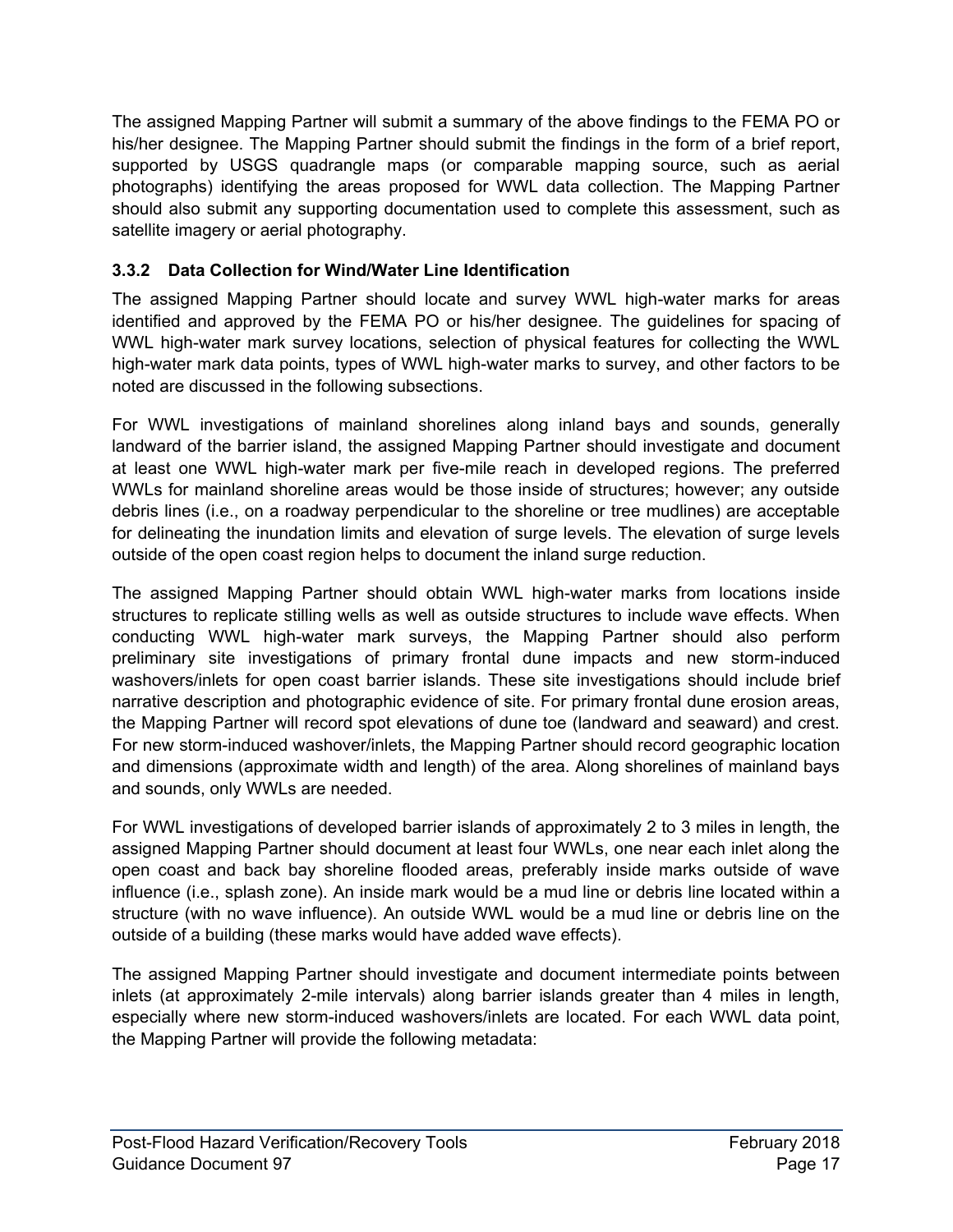The assigned Mapping Partner will submit a summary of the above findings to the FEMA PO or his/her designee. The Mapping Partner should submit the findings in the form of a brief report, supported by USGS quadrangle maps (or comparable mapping source, such as aerial photographs) identifying the areas proposed for WWL data collection. The Mapping Partner should also submit any supporting documentation used to complete this assessment, such as satellite imagery or aerial photography.

### 3.3.2 Data Collection for Wind/Water Line Identification

The assigned Mapping Partner should locate and survey WWL high-water marks for areas identified and approved by the FEMA PO or his/her designee. The guidelines for spacing of WWL high-water mark survey locations, selection of physical features for collecting the WWL high-water mark data points, types of WWL high-water marks to survey, and other factors to be noted are discussed in the following subsections.

For WWL investigations of mainland shorelines along inland bays and sounds, generally landward of the barrier island, the assigned Mapping Partner should investigate and document at least one WWL high-water mark per five-mile reach in developed regions. The preferred WWLs for mainland shoreline areas would be those inside of structures; however; any outside debris lines (i.e., on a roadway perpendicular to the shoreline or tree mudlines) are acceptable for delineating the inundation limits and elevation of surge levels. The elevation of surge levels outside of the open coast region helps to document the inland surge reduction.

The assigned Mapping Partner should obtain WWL high-water marks from locations inside structures to replicate stilling wells as well as outside structures to include wave effects. When conducting WWL high-water mark surveys, the Mapping Partner should also perform preliminary site investigations of primary frontal dune impacts and new storm-induced washovers/inlets for open coast barrier islands. These site investigations should include brief narrative description and photographic evidence of site. For primary frontal dune erosion areas, the Mapping Partner will record spot elevations of dune toe (landward and seaward) and crest. For new storm-induced washover/inlets, the Mapping Partner should record geographic location and dimensions (approximate width and length) of the area. Along shorelines of mainland bays and sounds, only WWLs are needed.

For WWL investigations of developed barrier islands of approximately 2 to 3 miles in length, the assigned Mapping Partner should document at least four WWLs, one near each inlet along the open coast and back bay shoreline flooded areas, preferably inside marks outside of wave influence (i.e., splash zone). An inside mark would be a mud line or debris line located within a structure (with no wave influence). An outside WWL would be a mud line or debris line on the outside of a building (these marks would have added wave effects).

The assigned Mapping Partner should investigate and document intermediate points between inlets (at approximately 2-mile intervals) along barrier islands greater than 4 miles in length, especially where new storm-induced washovers/inlets are located. For each WWL data point, the Mapping Partner will provide the following metadata: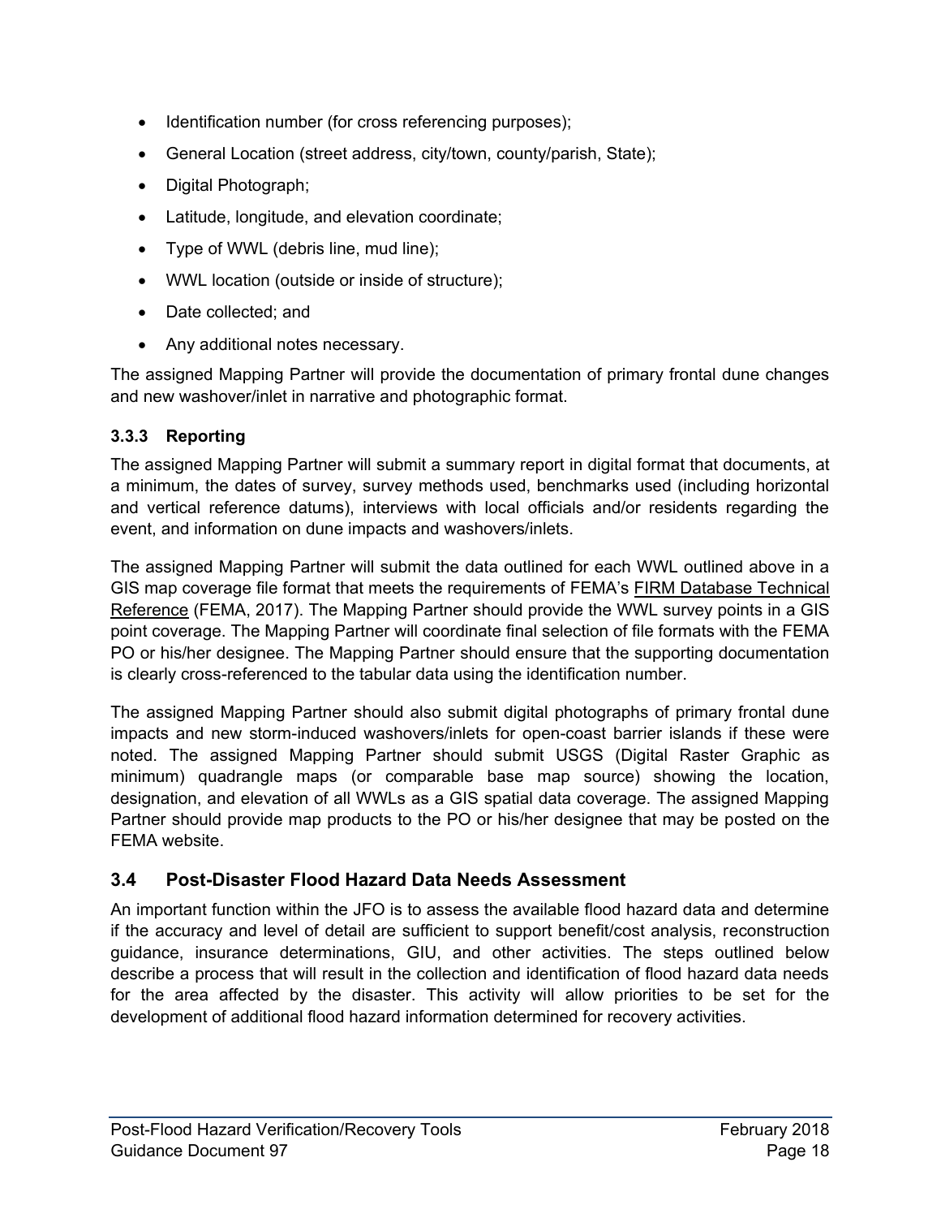- Identification number (for cross referencing purposes);
- General Location (street address, city/town, county/parish, State);
- Digital Photograph;
- Latitude, longitude, and elevation coordinate;
- Type of WWL (debris line, mud line);
- WWL location (outside or inside of structure);
- Date collected; and
- Any additional notes necessary.

The assigned Mapping Partner will provide the documentation of primary frontal dune changes and new washover/inlet in narrative and photographic format.

### 3.3.3 Reporting

The assigned Mapping Partner will submit a summary report in digital format that documents, at a minimum, the dates of survey, survey methods used, benchmarks used (including horizontal and vertical reference datums), interviews with local officials and/or residents regarding the event, and information on dune impacts and washovers/inlets.

The assigned Mapping Partner will submit the data outlined for each WWL outlined above in a GIS map coverage file format that meets the requirements of FEMA's FIRM Database Technical Reference (FEMA, 2017). The Mapping Partner should provide the WWL survey points in a GIS point coverage. The Mapping Partner will coordinate final selection of file formats with the FEMA PO or his/her designee. The Mapping Partner should ensure that the supporting documentation is clearly cross-referenced to the tabular data using the identification number.

The assigned Mapping Partner should also submit digital photographs of primary frontal dune impacts and new storm-induced washovers/inlets for open-coast barrier islands if these were noted. The assigned Mapping Partner should submit USGS (Digital Raster Graphic as minimum) quadrangle maps (or comparable base map source) showing the location, designation, and elevation of all WWLs as a GIS spatial data coverage. The assigned Mapping Partner should provide map products to the PO or his/her designee that may be posted on the FEMA website.

## 3.4 Post-Disaster Flood Hazard Data Needs Assessment

An important function within the JFO is to assess the available flood hazard data and determine if the accuracy and level of detail are sufficient to support benefit/cost analysis, reconstruction guidance, insurance determinations, GIU, and other activities. The steps outlined below describe a process that will result in the collection and identification of flood hazard data needs for the area affected by the disaster. This activity will allow priorities to be set for the development of additional flood hazard information determined for recovery activities.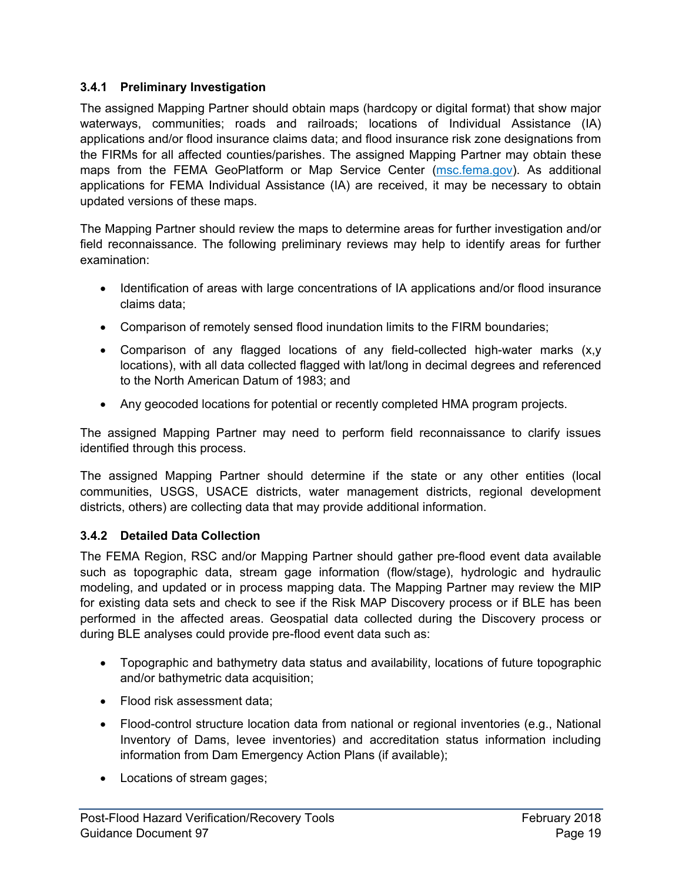### 3.4.1 Preliminary Investigation

The assigned Mapping Partner should obtain maps (hardcopy or digital format) that show major waterways, communities; roads and railroads; locations of Individual Assistance (IA) applications and/or flood insurance claims data; and flood insurance risk zone designations from the FIRMs for all affected counties/parishes. The assigned Mapping Partner may obtain these maps from the FEMA GeoPlatform or Map Service Center (msc.fema.gov). As additional applications for FEMA Individual Assistance (IA) are received, it may be necessary to obtain updated versions of these maps.

The Mapping Partner should review the maps to determine areas for further investigation and/or field reconnaissance. The following preliminary reviews may help to identify areas for further examination:

- Identification of areas with large concentrations of IA applications and/or flood insurance claims data;
- Comparison of remotely sensed flood inundation limits to the FIRM boundaries;
- Comparison of any flagged locations of any field-collected high-water marks (x,y locations), with all data collected flagged with lat/long in decimal degrees and referenced to the North American Datum of 1983; and
- Any geocoded locations for potential or recently completed HMA program projects.

The assigned Mapping Partner may need to perform field reconnaissance to clarify issues identified through this process.

The assigned Mapping Partner should determine if the state or any other entities (local communities, USGS, USACE districts, water management districts, regional development districts, others) are collecting data that may provide additional information.

### 3.4.2 Detailed Data Collection

The FEMA Region, RSC and/or Mapping Partner should gather pre-flood event data available such as topographic data, stream gage information (flow/stage), hydrologic and hydraulic modeling, and updated or in process mapping data. The Mapping Partner may review the MIP for existing data sets and check to see if the Risk MAP Discovery process or if BLE has been performed in the affected areas. Geospatial data collected during the Discovery process or during BLE analyses could provide pre-flood event data such as:

- Topographic and bathymetry data status and availability, locations of future topographic and/or bathymetric data acquisition;
- Flood risk assessment data;
- Flood-control structure location data from national or regional inventories (e.g., National Inventory of Dams, levee inventories) and accreditation status information including information from Dam Emergency Action Plans (if available);
- Locations of stream gages;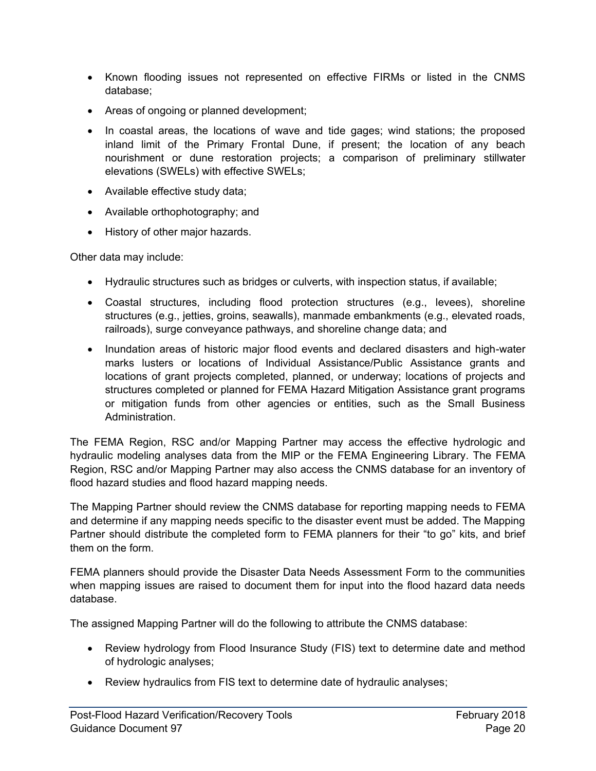- Known flooding issues not represented on effective FIRMs or listed in the CNMS database;
- Areas of ongoing or planned development;
- In coastal areas, the locations of wave and tide gages; wind stations; the proposed inland limit of the Primary Frontal Dune, if present; the location of any beach nourishment or dune restoration projects; a comparison of preliminary stillwater elevations (SWELs) with effective SWELs;
- Available effective study data;
- Available orthophotography; and
- History of other major hazards.

Other data may include:

- Hydraulic structures such as bridges or culverts, with inspection status, if available;
- Coastal structures, including flood protection structures (e.g., levees), shoreline structures (e.g., jetties, groins, seawalls), manmade embankments (e.g., elevated roads, railroads), surge conveyance pathways, and shoreline change data; and
- Inundation areas of historic major flood events and declared disasters and high-water marks lusters or locations of Individual Assistance/Public Assistance grants and locations of grant projects completed, planned, or underway; locations of projects and structures completed or planned for FEMA Hazard Mitigation Assistance grant programs or mitigation funds from other agencies or entities, such as the Small Business Administration.

The FEMA Region, RSC and/or Mapping Partner may access the effective hydrologic and hydraulic modeling analyses data from the MIP or the FEMA Engineering Library. The FEMA Region, RSC and/or Mapping Partner may also access the CNMS database for an inventory of flood hazard studies and flood hazard mapping needs.

The Mapping Partner should review the CNMS database for reporting mapping needs to FEMA and determine if any mapping needs specific to the disaster event must be added. The Mapping Partner should distribute the completed form to FEMA planners for their "to go" kits, and brief them on the form.

FEMA planners should provide the Disaster Data Needs Assessment Form to the communities when mapping issues are raised to document them for input into the flood hazard data needs database.

The assigned Mapping Partner will do the following to attribute the CNMS database:

- Review hydrology from Flood Insurance Study (FIS) text to determine date and method of hydrologic analyses;
- Review hydraulics from FIS text to determine date of hydraulic analyses;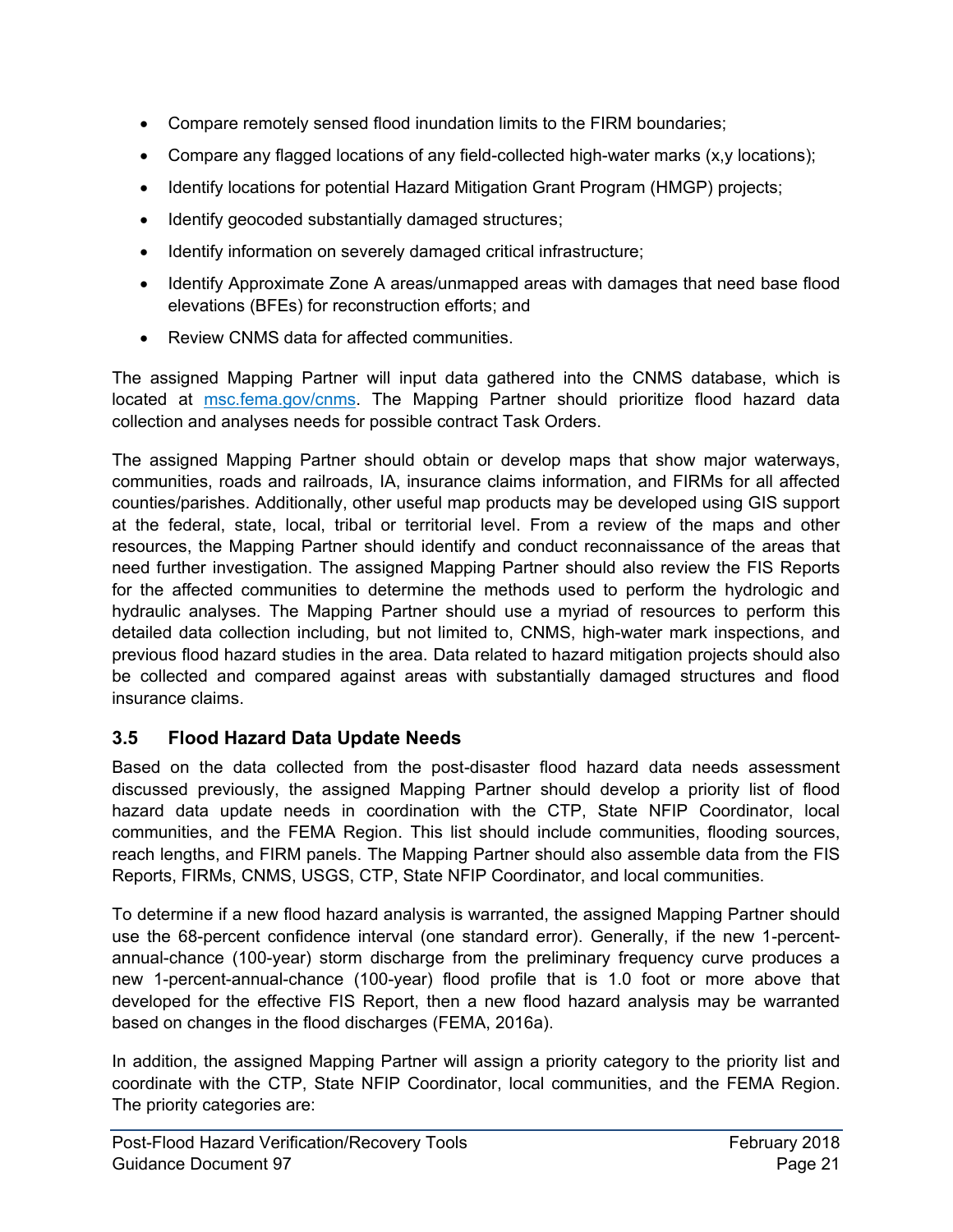- Compare remotely sensed flood inundation limits to the FIRM boundaries;
- Compare any flagged locations of any field-collected high-water marks (x,y locations);
- Identify locations for potential Hazard Mitigation Grant Program (HMGP) projects;
- Identify geocoded substantially damaged structures;
- Identify information on severely damaged critical infrastructure;
- Identify Approximate Zone A areas/unmapped areas with damages that need base flood elevations (BFEs) for reconstruction efforts; and
- Review CNMS data for affected communities.

The assigned Mapping Partner will input data gathered into the CNMS database, which is located at [msc.fema.gov/cnms](msc.fema.gov/cnms). The Mapping Partner should prioritize flood hazard data collection and analyses needs for possible contract Task Orders.

The assigned Mapping Partner should obtain or develop maps that show major waterways, communities, roads and railroads, IA, insurance claims information, and FIRMs for all affected counties/parishes. Additionally, other useful map products may be developed using GIS support at the federal, state, local, tribal or territorial level. From a review of the maps and other resources, the Mapping Partner should identify and conduct reconnaissance of the areas that need further investigation. The assigned Mapping Partner should also review the FIS Reports for the affected communities to determine the methods used to perform the hydrologic and hydraulic analyses. The Mapping Partner should use a myriad of resources to perform this detailed data collection including, but not limited to, CNMS, high-water mark inspections, and previous flood hazard studies in the area. Data related to hazard mitigation projects should also be collected and compared against areas with substantially damaged structures and flood insurance claims.

## 3.5 Flood Hazard Data Update Needs

Based on the data collected from the post-disaster flood hazard data needs assessment discussed previously, the assigned Mapping Partner should develop a priority list of flood hazard data update needs in coordination with the CTP, State NFIP Coordinator, local communities, and the FEMA Region. This list should include communities, flooding sources, reach lengths, and FIRM panels. The Mapping Partner should also assemble data from the FIS Reports, FIRMs, CNMS, USGS, CTP, State NFIP Coordinator, and local communities.

To determine if a new flood hazard analysis is warranted, the assigned Mapping Partner should use the 68-percent confidence interval (one standard error). Generally, if the new 1-percent-annual-chance (100-year) storm discharge from the preliminary frequency curve produces a new 1-percent-annual-chance (100-year) flood profile that is 1.0 foot or more above that developed for the effective FIS Report, then a new flood hazard analysis may be warranted based on changes in the flood discharges (FEMA, 2016a).

In addition, the assigned Mapping Partner will assign a priority category to the priority list and coordinate with the CTP, State NFIP Coordinator, local communities, and the FEMA Region. The priority categories are: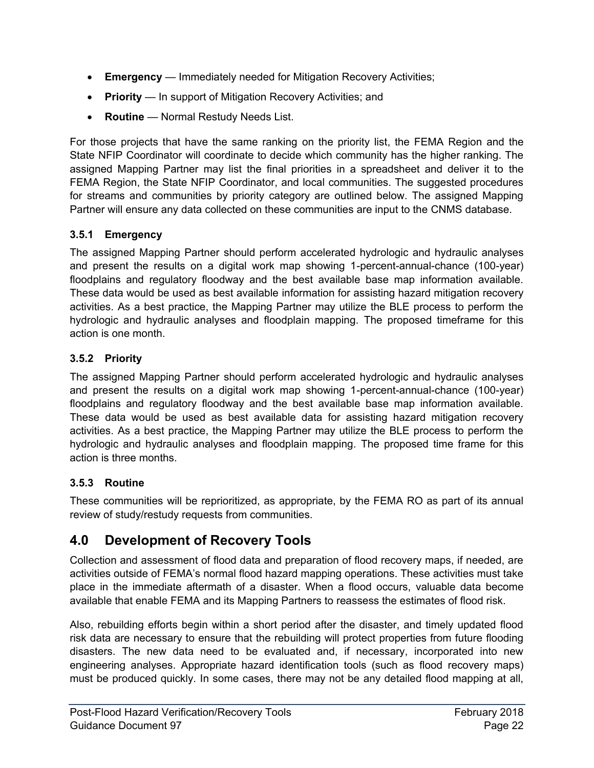- **Emergency** — Immediately needed for Mitigation Recovery Activities;
- **Priority** — In support of Mitigation Recovery Activities; and
- **Routine** — Normal Restudy Needs List.

For those projects that have the same ranking on the priority list, the FEMA Region and the State NFIP Coordinator will coordinate to decide which community has the higher ranking. The assigned Mapping Partner may list the final priorities in a spreadsheet and deliver it to the FEMA Region, the State NFIP Coordinator, and local communities. The suggested procedures for streams and communities by priority category are outlined below. The assigned Mapping Partner will ensure any data collected on these communities are input to the CNMS database.

### 3.5.1 Emergency

The assigned Mapping Partner should perform accelerated hydrologic and hydraulic analyses and present the results on a digital work map showing 1-percent-annual-chance (100-year) floodplains and regulatory floodway and the best available base map information available. These data would be used as best available information for assisting hazard mitigation recovery activities. As a best practice, the Mapping Partner may utilize the BLE process to perform the hydrologic and hydraulic analyses and floodplain mapping. The proposed timeframe for this action is one month.

### 3.5.2 Priority

The assigned Mapping Partner should perform accelerated hydrologic and hydraulic analyses and present the results on a digital work map showing 1-percent-annual-chance (100-year) floodplains and regulatory floodway and the best available base map information available. These data would be used as best available data for assisting hazard mitigation recovery activities. As a best practice, the Mapping Partner may utilize the BLE process to perform the hydrologic and hydraulic analyses and floodplain mapping. The proposed time frame for this action is three months.

### 3.5.3 Routine

These communities will be reprioritized, as appropriate, by the FEMA RO as part of its annual review of study/restudy requests from communities.

## 4.0 Development of Recovery Tools

Collection and assessment of flood data and preparation of flood recovery maps, if needed, are activities outside of FEMA's normal flood hazard mapping operations. These activities must take place in the immediate aftermath of a disaster. When a flood occurs, valuable data become available that enable FEMA and its Mapping Partners to reassess the estimates of flood risk.

Also, rebuilding efforts begin within a short period after the disaster, and timely updated flood risk data are necessary to ensure that the rebuilding will protect properties from future flooding disasters. The new data need to be evaluated and, if necessary, incorporated into new engineering analyses. Appropriate hazard identification tools (such as flood recovery maps) must be produced quickly. In some cases, there may not be any detailed flood mapping at all,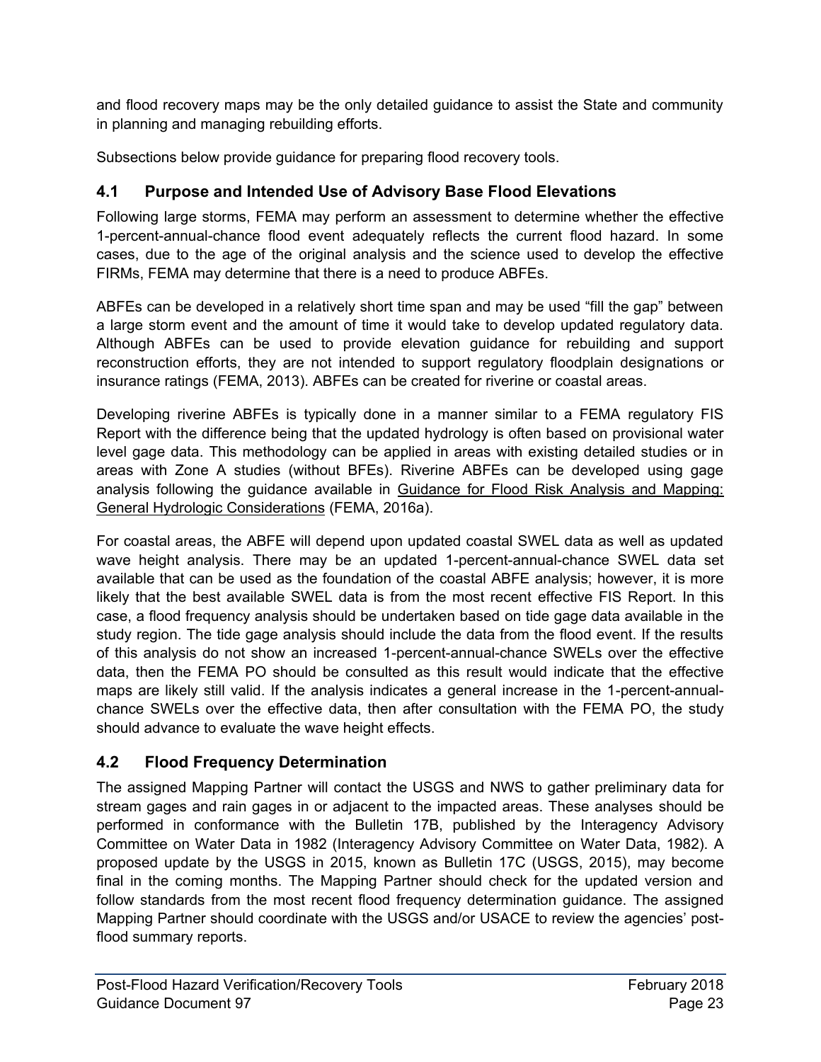and flood recovery maps may be the only detailed guidance to assist the State and community in planning and managing rebuilding efforts.

Subsections below provide guidance for preparing flood recovery tools.

## 4.1 Purpose and Intended Use of Advisory Base Flood Elevations

Following large storms, FEMA may perform an assessment to determine whether the effective 1-percent-annual-chance flood event adequately reflects the current flood hazard. In some cases, due to the age of the original analysis and the science used to develop the effective FIRMs, FEMA may determine that there is a need to produce ABFEs.

ABFEs can be developed in a relatively short time span and may be used "fill the gap" between a large storm event and the amount of time it would take to develop updated regulatory data. Although ABFEs can be used to provide elevation guidance for rebuilding and support reconstruction efforts, they are not intended to support regulatory floodplain designations or insurance ratings (FEMA, 2013). ABFEs can be created for riverine or coastal areas.

Developing riverine ABFEs is typically done in a manner similar to a FEMA regulatory FIS Report with the difference being that the updated hydrology is often based on provisional water level gage data. This methodology can be applied in areas with existing detailed studies or in areas with Zone A studies (without BFEs). Riverine ABFEs can be developed using gage analysis following the guidance available in Guidance for Flood Risk Analysis and Mapping: General Hydrologic Considerations (FEMA, 2016a).

For coastal areas, the ABFE will depend upon updated coastal SWEL data as well as updated wave height analysis. There may be an updated 1-percent-annual-chance SWEL data set available that can be used as the foundation of the coastal ABFE analysis; however, it is more likely that the best available SWEL data is from the most recent effective FIS Report. In this case, a flood frequency analysis should be undertaken based on tide gage data available in the study region. The tide gage analysis should include the data from the flood event. If the results of this analysis do not show an increased 1-percent-annual-chance SWELs over the effective data, then the FEMA PO should be consulted as this result would indicate that the effective maps are likely still valid. If the analysis indicates a general increase in the 1-percent-annual-chance SWELs over the effective data, then after consultation with the FEMA PO, the study should advance to evaluate the wave height effects.

## 4.2 Flood Frequency Determination

The assigned Mapping Partner will contact the USGS and NWS to gather preliminary data for stream gages and rain gages in or adjacent to the impacted areas. These analyses should be performed in conformance with the Bulletin 17B, published by the Interagency Advisory Committee on Water Data in 1982 (Interagency Advisory Committee on Water Data, 1982). A proposed update by the USGS in 2015, known as Bulletin 17C (USGS, 2015), may become final in the coming months. The Mapping Partner should check for the updated version and follow standards from the most recent flood frequency determination guidance. The assigned Mapping Partner should coordinate with the USGS and/or USACE to review the agencies' post-flood summary reports.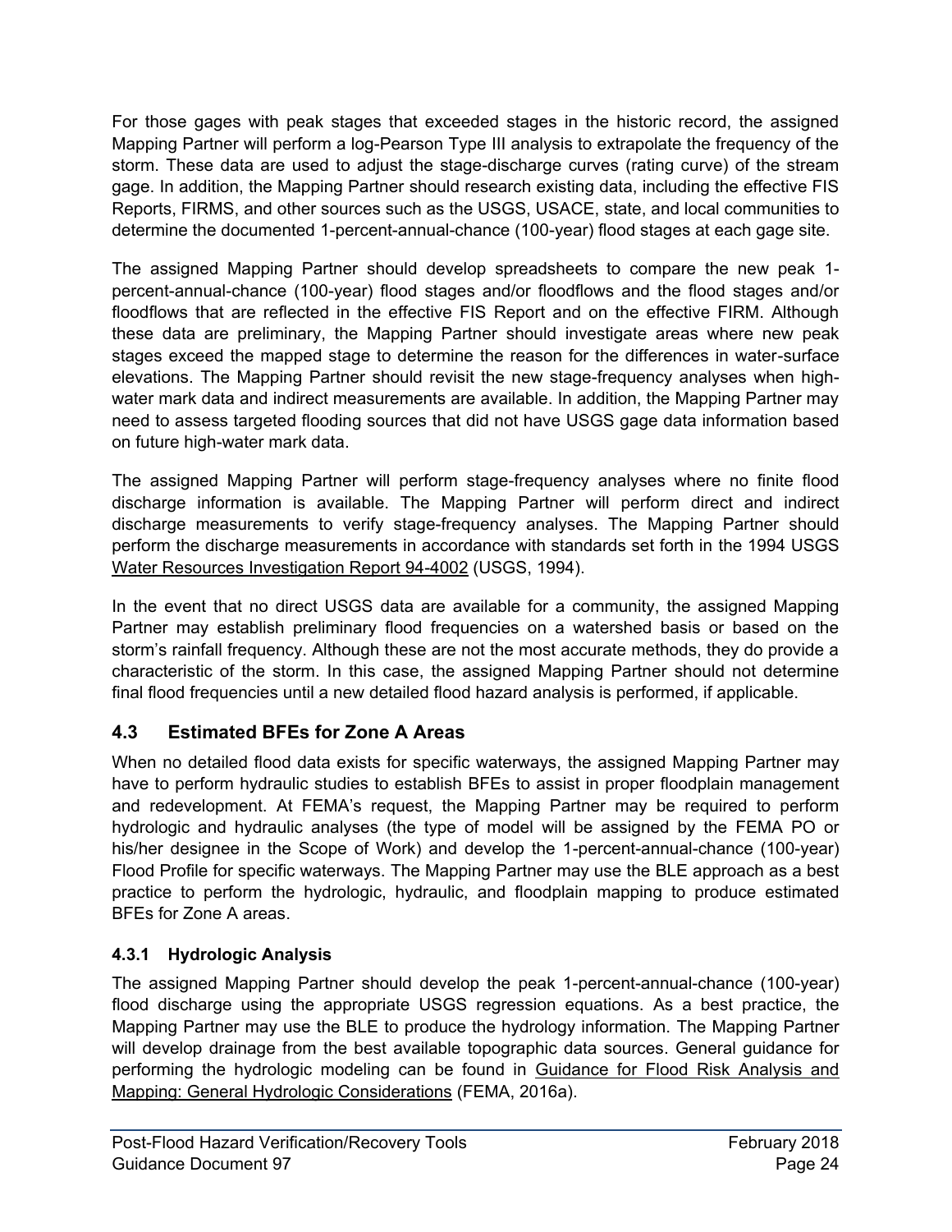For those gages with peak stages that exceeded stages in the historic record, the assigned Mapping Partner will perform a log-Pearson Type III analysis to extrapolate the frequency of the storm. These data are used to adjust the stage-discharge curves (rating curve) of the stream gage. In addition, the Mapping Partner should research existing data, including the effective FIS Reports, FIRMS, and other sources such as the USGS, USACE, state, and local communities to determine the documented 1-percent-annual-chance (100-year) flood stages at each gage site.

The assigned Mapping Partner should develop spreadsheets to compare the new peak 1-percent-annual-chance (100-year) flood stages and/or floodflows and the flood stages and/or floodflows that are reflected in the effective FIS Report and on the effective FIRM. Although these data are preliminary, the Mapping Partner should investigate areas where new peak stages exceed the mapped stage to determine the reason for the differences in water-surface elevations. The Mapping Partner should revisit the new stage-frequency analyses when high-water mark data and indirect measurements are available. In addition, the Mapping Partner may need to assess targeted flooding sources that did not have USGS gage data information based on future high-water mark data.

The assigned Mapping Partner will perform stage-frequency analyses where no finite flood discharge information is available. The Mapping Partner will perform direct and indirect discharge measurements to verify stage-frequency analyses. The Mapping Partner should perform the discharge measurements in accordance with standards set forth in the 1994 USGS Water Resources Investigation Report 94-4002 (USGS, 1994).

In the event that no direct USGS data are available for a community, the assigned Mapping Partner may establish preliminary flood frequencies on a watershed basis or based on the storm's rainfall frequency. Although these are not the most accurate methods, they do provide a characteristic of the storm. In this case, the assigned Mapping Partner should not determine final flood frequencies until a new detailed flood hazard analysis is performed, if applicable.

## 4.3 Estimated BFEs for Zone A Areas

When no detailed flood data exists for specific waterways, the assigned Mapping Partner may have to perform hydraulic studies to establish BFEs to assist in proper floodplain management and redevelopment. At FEMA's request, the Mapping Partner may be required to perform hydrologic and hydraulic analyses (the type of model will be assigned by the FEMA PO or his/her designee in the Scope of Work) and develop the 1-percent-annual-chance (100-year) Flood Profile for specific waterways. The Mapping Partner may use the BLE approach as a best practice to perform the hydrologic, hydraulic, and floodplain mapping to produce estimated BFEs for Zone A areas.

### 4.3.1 Hydrologic Analysis

The assigned Mapping Partner should develop the peak 1-percent-annual-chance (100-year) flood discharge using the appropriate USGS regression equations. As a best practice, the Mapping Partner may use the BLE to produce the hydrology information. The Mapping Partner will develop drainage from the best available topographic data sources. General guidance for performing the hydrologic modeling can be found in Guidance for Flood Risk Analysis and Mapping: General Hydrologic Considerations (FEMA, 2016a).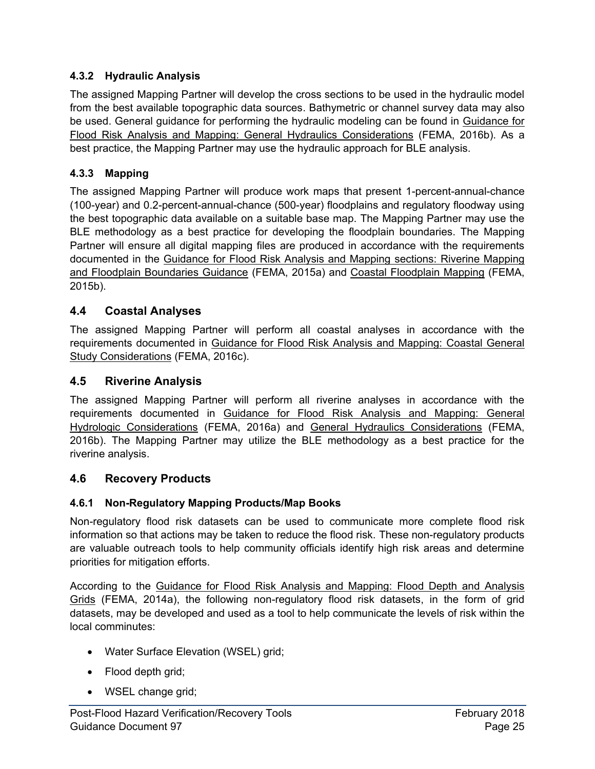### 4.3.2 Hydraulic Analysis

The assigned Mapping Partner will develop the cross sections to be used in the hydraulic model from the best available topographic data sources. Bathymetric or channel survey data may also be used. General guidance for performing the hydraulic modeling can be found in Guidance for Flood Risk Analysis and Mapping: General Hydraulics Considerations (FEMA, 2016b). As a best practice, the Mapping Partner may use the hydraulic approach for BLE analysis.

### 4.3.3 Mapping

The assigned Mapping Partner will produce work maps that present 1-percent-annual-chance (100-year) and 0.2-percent-annual-chance (500-year) floodplains and regulatory floodway using the best topographic data available on a suitable base map. The Mapping Partner may use the BLE methodology as a best practice for developing the floodplain boundaries. The Mapping Partner will ensure all digital mapping files are produced in accordance with the requirements documented in the Guidance for Flood Risk Analysis and Mapping sections: Riverine Mapping and Floodplain Boundaries Guidance (FEMA, 2015a) and Coastal Floodplain Mapping (FEMA, 2015b).

## 4.4 Coastal Analyses

The assigned Mapping Partner will perform all coastal analyses in accordance with the requirements documented in Guidance for Flood Risk Analysis and Mapping: Coastal General Study Considerations (FEMA, 2016c).

## 4.5 Riverine Analysis

The assigned Mapping Partner will perform all riverine analyses in accordance with the requirements documented in Guidance for Flood Risk Analysis and Mapping: General Hydrologic Considerations (FEMA, 2016a) and General Hydraulics Considerations (FEMA, 2016b). The Mapping Partner may utilize the BLE methodology as a best practice for the riverine analysis.

## 4.6 Recovery Products

### 4.6.1 Non-Regulatory Mapping Products/Map Books

Non-regulatory flood risk datasets can be used to communicate more complete flood risk information so that actions may be taken to reduce the flood risk. These non-regulatory products are valuable outreach tools to help community officials identify high risk areas and determine priorities for mitigation efforts.

According to the Guidance for Flood Risk Analysis and Mapping: Flood Depth and Analysis Grids (FEMA, 2014a), the following non-regulatory flood risk datasets, in the form of grid datasets, may be developed and used as a tool to help communicate the levels of risk within the local comminutes:

- Water Surface Elevation (WSEL) grid;
- Flood depth grid;
- WSEL change grid;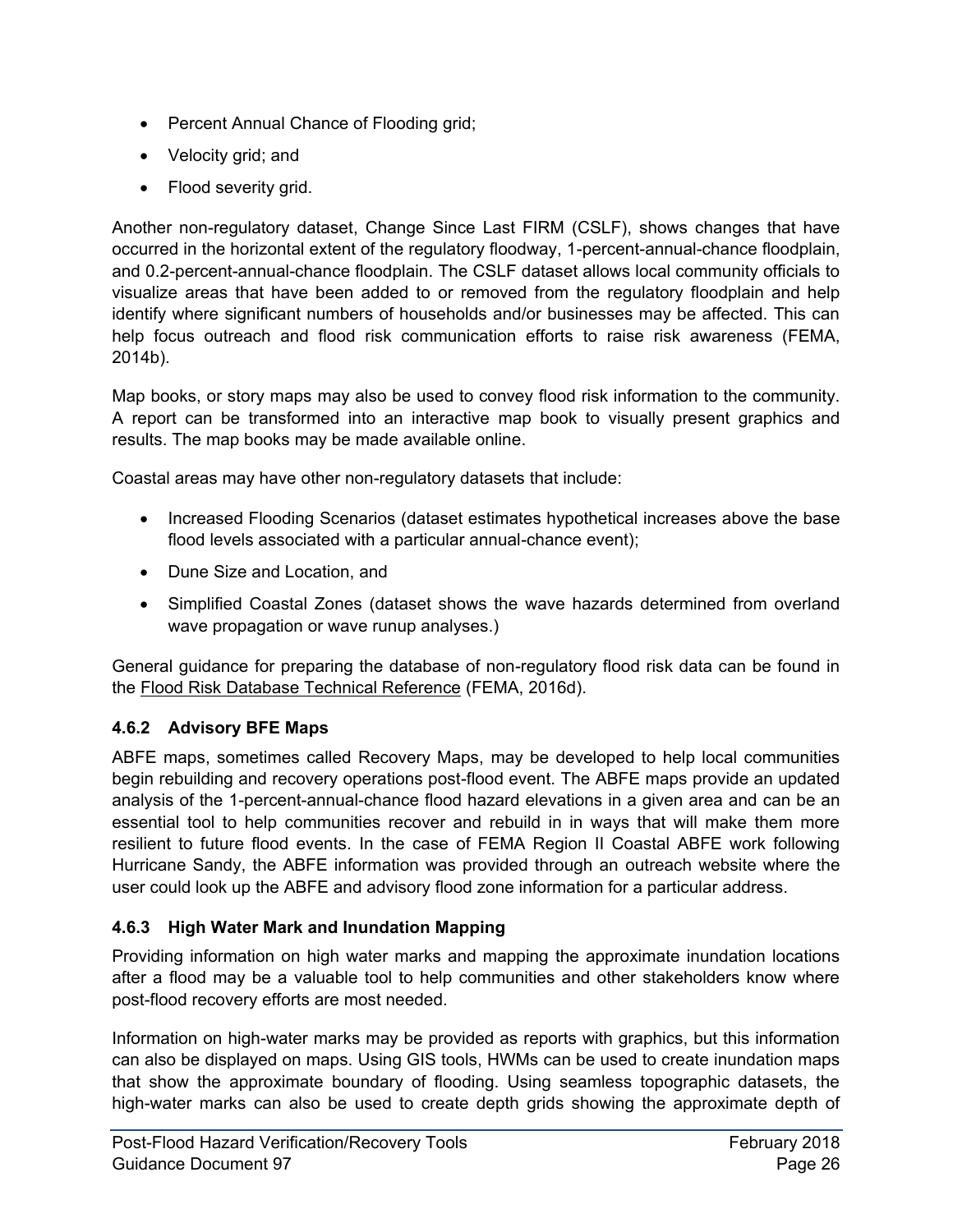- Percent Annual Chance of Flooding grid;
- Velocity grid; and
- Flood severity grid.

Another non-regulatory dataset, Change Since Last FIRM (CSLF), shows changes that have occurred in the horizontal extent of the regulatory floodway, 1-percent-annual-chance floodplain, and 0.2-percent-annual-chance floodplain. The CSLF dataset allows local community officials to visualize areas that have been added to or removed from the regulatory floodplain and help identify where significant numbers of households and/or businesses may be affected. This can help focus outreach and flood risk communication efforts to raise risk awareness (FEMA, 2014b).

Map books, or story maps may also be used to convey flood risk information to the community. A report can be transformed into an interactive map book to visually present graphics and results. The map books may be made available online.

Coastal areas may have other non-regulatory datasets that include:

- Increased Flooding Scenarios (dataset estimates hypothetical increases above the base flood levels associated with a particular annual-chance event);
- Dune Size and Location, and
- Simplified Coastal Zones (dataset shows the wave hazards determined from overland wave propagation or wave runup analyses.)

General guidance for preparing the database of non-regulatory flood risk data can be found in the Flood Risk Database Technical Reference (FEMA, 2016d).

### 4.6.2 Advisory BFE Maps

ABFE maps, sometimes called Recovery Maps, may be developed to help local communities begin rebuilding and recovery operations post-flood event. The ABFE maps provide an updated analysis of the 1-percent-annual-chance flood hazard elevations in a given area and can be an essential tool to help communities recover and rebuild in in ways that will make them more resilient to future flood events. In the case of FEMA Region II Coastal ABFE work following Hurricane Sandy, the ABFE information was provided through an outreach website where the user could look up the ABFE and advisory flood zone information for a particular address.

### 4.6.3 High Water Mark and Inundation Mapping

Providing information on high water marks and mapping the approximate inundation locations after a flood may be a valuable tool to help communities and other stakeholders know where post-flood recovery efforts are most needed.

Information on high-water marks may be provided as reports with graphics, but this information can also be displayed on maps. Using GIS tools, HWMs can be used to create inundation maps that show the approximate boundary of flooding. Using seamless topographic datasets, the high-water marks can also be used to create depth grids showing the approximate depth of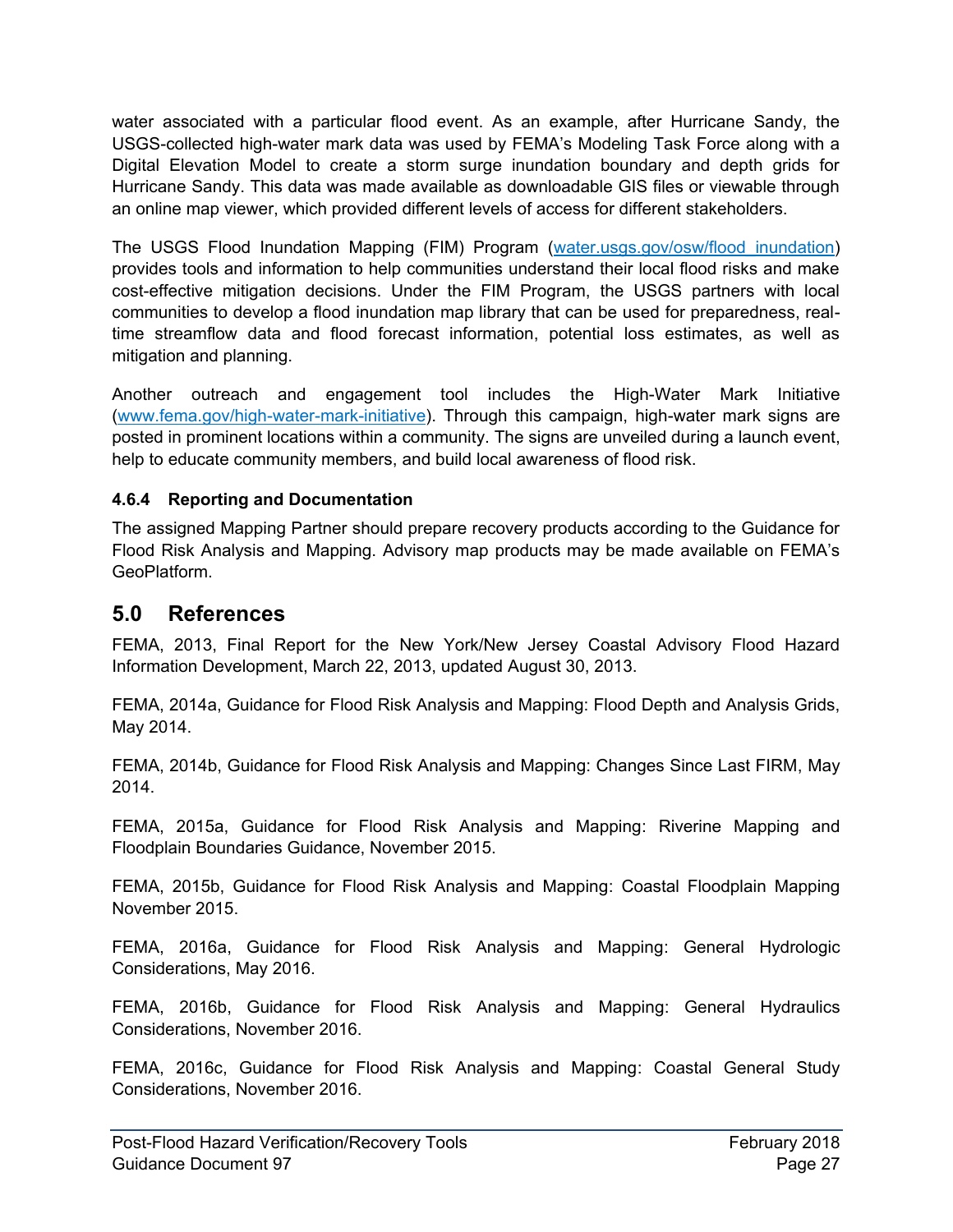water associated with a particular flood event. As an example, after Hurricane Sandy, the USGS-collected high-water mark data was used by FEMA's Modeling Task Force along with a Digital Elevation Model to create a storm surge inundation boundary and depth grids for Hurricane Sandy. This data was made available as downloadable GIS files or viewable through an online map viewer, which provided different levels of access for different stakeholders.

The USGS Flood Inundation Mapping (FIM) Program ([water.usgs.gov/osw/flood_inundation](water.usgs.gov/osw/flood_inundation)) provides tools and information to help communities understand their local flood risks and make cost-effective mitigation decisions. Under the FIM Program, the USGS partners with local communities to develop a flood inundation map library that can be used for preparedness, real-time streamflow data and flood forecast information, potential loss estimates, as well as mitigation and planning.

Another outreach and engagement tool includes the High-Water Mark Initiative ([www.fema.gov/high-water-mark-initiative](www.fema.gov/high-water-mark-initiative)). Through this campaign, high-water mark signs are posted in prominent locations within a community. The signs are unveiled during a launch event, help to educate community members, and build local awareness of flood risk.

### 4.6.4 Reporting and Documentation

The assigned Mapping Partner should prepare recovery products according to the Guidance for Flood Risk Analysis and Mapping. Advisory map products may be made available on FEMA's GeoPlatform.

## 5.0 References

FEMA, 2013, Final Report for the New York/New Jersey Coastal Advisory Flood Hazard Information Development, March 22, 2013, updated August 30, 2013.

FEMA, 2014a, Guidance for Flood Risk Analysis and Mapping: Flood Depth and Analysis Grids, May 2014.

FEMA, 2014b, Guidance for Flood Risk Analysis and Mapping: Changes Since Last FIRM, May 2014.

FEMA, 2015a, Guidance for Flood Risk Analysis and Mapping: Riverine Mapping and Floodplain Boundaries Guidance, November 2015.

FEMA, 2015b, Guidance for Flood Risk Analysis and Mapping: Coastal Floodplain Mapping November 2015.

FEMA, 2016a, Guidance for Flood Risk Analysis and Mapping: General Hydrologic Considerations, May 2016.

FEMA, 2016b, Guidance for Flood Risk Analysis and Mapping: General Hydraulics Considerations, November 2016.

FEMA, 2016c, Guidance for Flood Risk Analysis and Mapping: Coastal General Study Considerations, November 2016.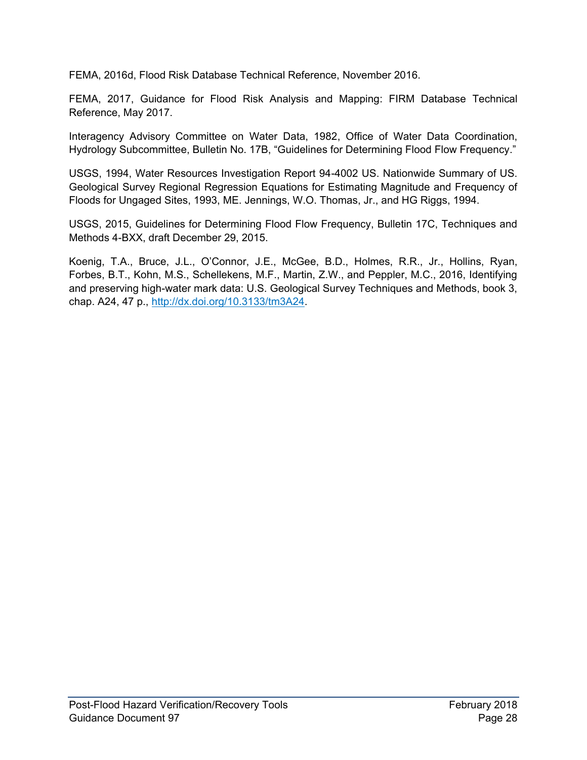FEMA, 2016d, Flood Risk Database Technical Reference, November 2016.

FEMA, 2017, Guidance for Flood Risk Analysis and Mapping: FIRM Database Technical Reference, May 2017.

Interagency Advisory Committee on Water Data, 1982, Office of Water Data Coordination, Hydrology Subcommittee, Bulletin No. 17B, "Guidelines for Determining Flood Flow Frequency."

USGS, 1994, Water Resources Investigation Report 94-4002 US. Nationwide Summary of US. Geological Survey Regional Regression Equations for Estimating Magnitude and Frequency of Floods for Ungaged Sites, 1993, ME. Jennings, W.O. Thomas, Jr., and HG Riggs, 1994.

USGS, 2015, Guidelines for Determining Flood Flow Frequency, Bulletin 17C, Techniques and Methods 4-BXX, draft December 29, 2015.

Koenig, T.A., Bruce, J.L., O'Connor, J.E., McGee, B.D., Holmes, R.R., Jr., Hollins, Ryan, Forbes, B.T., Kohn, M.S., Schellekens, M.F., Martin, Z.W., and Peppler, M.C., 2016, Identifying and preserving high-water mark data: U.S. Geological Survey Techniques and Methods, book 3, chap. A24, 47 p., http://dx.doi.org/10.3133/tm3A24.